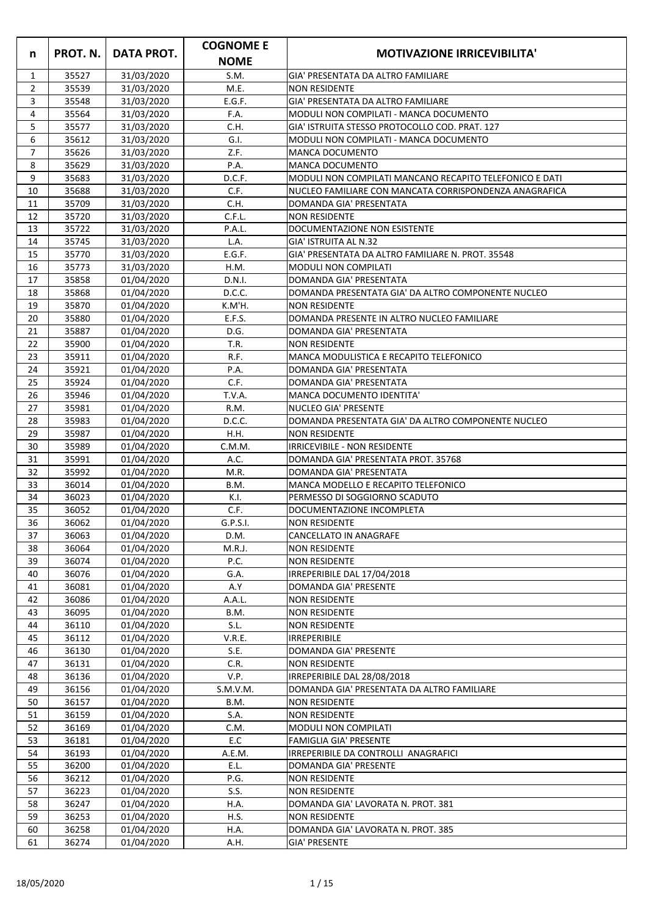| n | PROT. N. | DATA PROT. | COGNOME E NOME | MOTIVAZIONE IRRICEVIBILITA' |
|---|---|---|---|---|
| 1 | 35527 | 31/03/2020 | S.M. | GIA' PRESENTATA DA ALTRO FAMILIARE |
| 2 | 35539 | 31/03/2020 | M.E. | NON RESIDENTE |
| 3 | 35548 | 31/03/2020 | E.G.F. | GIA' PRESENTATA DA ALTRO FAMILIARE |
| 4 | 35564 | 31/03/2020 | F.A. | MODULI NON COMPILATI - MANCA DOCUMENTO |
| 5 | 35577 | 31/03/2020 | C.H. | GIA' ISTRUITA STESSO PROTOCOLLO COD. PRAT. 127 |
| 6 | 35612 | 31/03/2020 | G.I. | MODULI NON COMPILATI - MANCA DOCUMENTO |
| 7 | 35626 | 31/03/2020 | Z.F. | MANCA DOCUMENTO |
| 8 | 35629 | 31/03/2020 | P.A. | MANCA DOCUMENTO |
| 9 | 35683 | 31/03/2020 | D.C.F. | MODULI NON COMPILATI MANCANO RECAPITO TELEFONICO E DATI |
| 10 | 35688 | 31/03/2020 | C.F. | NUCLEO FAMILIARE CON MANCATA CORRISPONDENZA ANAGRAFICA |
| 11 | 35709 | 31/03/2020 | C.H. | DOMANDA GIA' PRESENTATA |
| 12 | 35720 | 31/03/2020 | C.F.L. | NON RESIDENTE |
| 13 | 35722 | 31/03/2020 | P.A.L. | DOCUMENTAZIONE NON ESISTENTE |
| 14 | 35745 | 31/03/2020 | L.A. | GIA' ISTRUITA AL N.32 |
| 15 | 35770 | 31/03/2020 | E.G.F. | GIA' PRESENTATA DA ALTRO FAMILIARE N. PROT. 35548 |
| 16 | 35773 | 31/03/2020 | H.M. | MODULI NON COMPILATI |
| 17 | 35858 | 01/04/2020 | D.N.I. | DOMANDA GIA' PRESENTATA |
| 18 | 35868 | 01/04/2020 | D.C.C. | DOMANDA PRESENTATA GIA' DA ALTRO COMPONENTE NUCLEO |
| 19 | 35870 | 01/04/2020 | K.M'H. | NON RESIDENTE |
| 20 | 35880 | 01/04/2020 | E.F.S. | DOMANDA PRESENTE IN ALTRO NUCLEO FAMILIARE |
| 21 | 35887 | 01/04/2020 | D.G. | DOMANDA GIA' PRESENTATA |
| 22 | 35900 | 01/04/2020 | T.R. | NON RESIDENTE |
| 23 | 35911 | 01/04/2020 | R.F. | MANCA MODULISTICA E RECAPITO TELEFONICO |
| 24 | 35921 | 01/04/2020 | P.A. | DOMANDA GIA' PRESENTATA |
| 25 | 35924 | 01/04/2020 | C.F. | DOMANDA GIA' PRESENTATA |
| 26 | 35946 | 01/04/2020 | T.V.A. | MANCA DOCUMENTO IDENTITA' |
| 27 | 35981 | 01/04/2020 | R.M. | NUCLEO GIA' PRESENTE |
| 28 | 35983 | 01/04/2020 | D.C.C. | DOMANDA PRESENTATA GIA' DA ALTRO COMPONENTE NUCLEO |
| 29 | 35987 | 01/04/2020 | H.H. | NON RESIDENTE |
| 30 | 35989 | 01/04/2020 | C.M.M. | IRRICEVIBILE - NON RESIDENTE |
| 31 | 35991 | 01/04/2020 | A.C. | DOMANDA GIA' PRESENTATA PROT. 35768 |
| 32 | 35992 | 01/04/2020 | M.R. | DOMANDA GIA' PRESENTATA |
| 33 | 36014 | 01/04/2020 | B.M. | MANCA MODELLO E RECAPITO TELEFONICO |
| 34 | 36023 | 01/04/2020 | K.I. | PERMESSO DI SOGGIORNO SCADUTO |
| 35 | 36052 | 01/04/2020 | C.F. | DOCUMENTAZIONE INCOMPLETA |
| 36 | 36062 | 01/04/2020 | G.P.S.I. | NON RESIDENTE |
| 37 | 36063 | 01/04/2020 | D.M. | CANCELLATO IN ANAGRAFE |
| 38 | 36064 | 01/04/2020 | M.R.J. | NON RESIDENTE |
| 39 | 36074 | 01/04/2020 | P.C. | NON RESIDENTE |
| 40 | 36076 | 01/04/2020 | G.A. | IRREPERIBILE DAL 17/04/2018 |
| 41 | 36081 | 01/04/2020 | A.Y | DOMANDA GIA' PRESENTE |
| 42 | 36086 | 01/04/2020 | A.A.L. | NON RESIDENTE |
| 43 | 36095 | 01/04/2020 | B.M. | NON RESIDENTE |
| 44 | 36110 | 01/04/2020 | S.L. | NON RESIDENTE |
| 45 | 36112 | 01/04/2020 | V.R.E. | IRREPERIBILE |
| 46 | 36130 | 01/04/2020 | S.E. | DOMANDA GIA' PRESENTE |
| 47 | 36131 | 01/04/2020 | C.R. | NON RESIDENTE |
| 48 | 36136 | 01/04/2020 | V.P. | IRREPERIBILE DAL 28/08/2018 |
| 49 | 36156 | 01/04/2020 | S.M.V.M. | DOMANDA GIA' PRESENTATA DA ALTRO FAMILIARE |
| 50 | 36157 | 01/04/2020 | B.M. | NON RESIDENTE |
| 51 | 36159 | 01/04/2020 | S.A. | NON RESIDENTE |
| 52 | 36169 | 01/04/2020 | C.M. | MODULI NON COMPILATI |
| 53 | 36181 | 01/04/2020 | E.C | FAMIGLIA GIA' PRESENTE |
| 54 | 36193 | 01/04/2020 | A.E.M. | IRREPERIBILE DA CONTROLLI ANAGRAFICI |
| 55 | 36200 | 01/04/2020 | E.L. | DOMANDA GIA' PRESENTE |
| 56 | 36212 | 01/04/2020 | P.G. | NON RESIDENTE |
| 57 | 36223 | 01/04/2020 | S.S. | NON RESIDENTE |
| 58 | 36247 | 01/04/2020 | H.A. | DOMANDA GIA' LAVORATA N. PROT. 381 |
| 59 | 36253 | 01/04/2020 | H.S. | NON RESIDENTE |
| 60 | 36258 | 01/04/2020 | H.A. | DOMANDA GIA' LAVORATA N. PROT. 385 |
| 61 | 36274 | 01/04/2020 | A.H. | GIA' PRESENTE |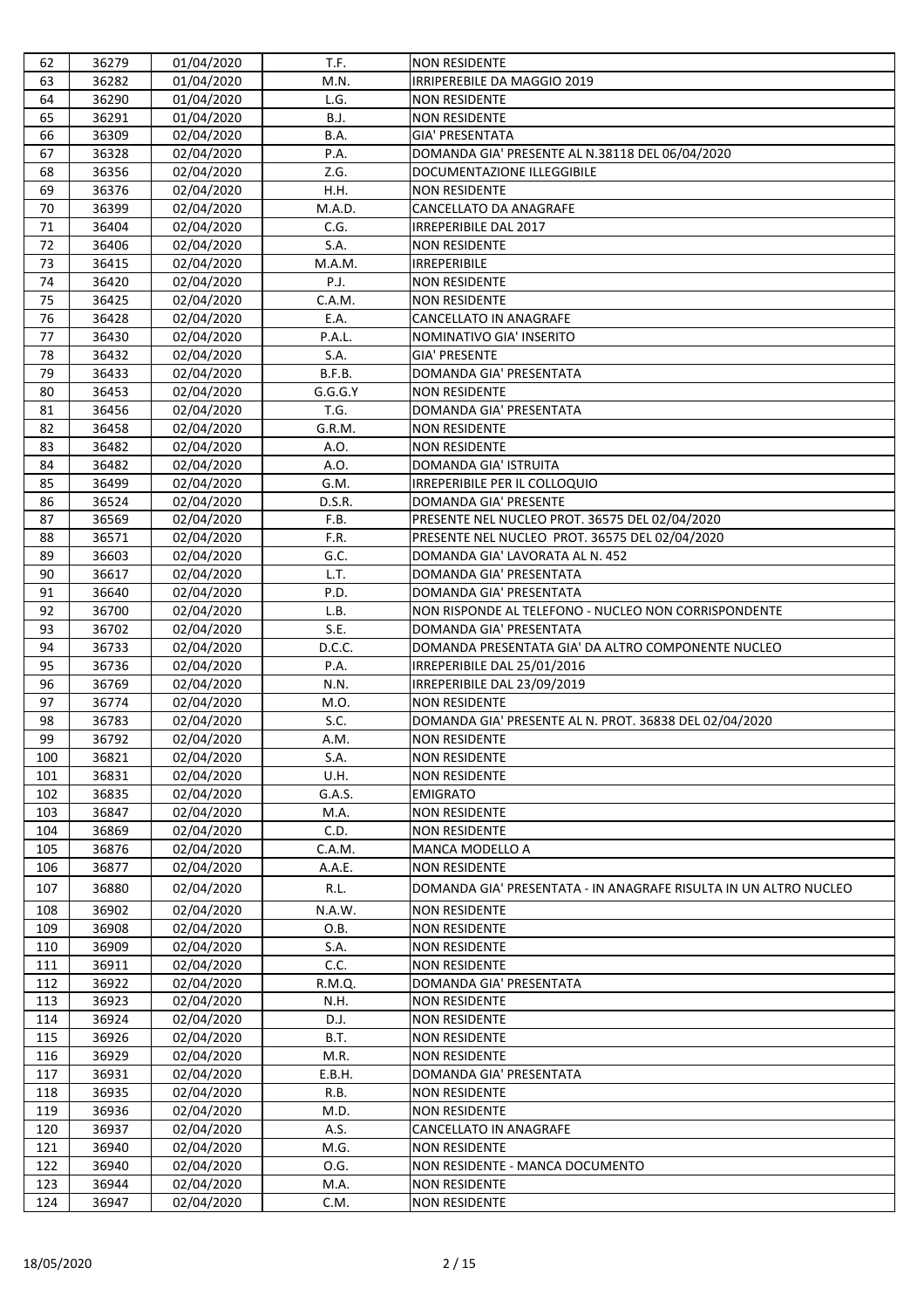| 62 | 36279 | 01/04/2020 | T.F. | NON RESIDENTE |
|---|---|---|---|---|
| 63 | 36282 | 01/04/2020 | M.N. | IRRIPEREBILE DA MAGGIO 2019 |
| 64 | 36290 | 01/04/2020 | L.G. | NON RESIDENTE |
| 65 | 36291 | 01/04/2020 | B.J. | NON RESIDENTE |
| 66 | 36309 | 02/04/2020 | B.A. | GIA' PRESENTATA |
| 67 | 36328 | 02/04/2020 | P.A. | DOMANDA GIA' PRESENTE AL N.38118 DEL 06/04/2020 |
| 68 | 36356 | 02/04/2020 | Z.G. | DOCUMENTAZIONE ILLEGGIBILE |
| 69 | 36376 | 02/04/2020 | H.H. | NON RESIDENTE |
| 70 | 36399 | 02/04/2020 | M.A.D. | CANCELLATO DA ANAGRAFE |
| 71 | 36404 | 02/04/2020 | C.G. | IRREPERIBILE DAL 2017 |
| 72 | 36406 | 02/04/2020 | S.A. | NON RESIDENTE |
| 73 | 36415 | 02/04/2020 | M.A.M. | IRREPERIBILE |
| 74 | 36420 | 02/04/2020 | P.J. | NON RESIDENTE |
| 75 | 36425 | 02/04/2020 | C.A.M. | NON RESIDENTE |
| 76 | 36428 | 02/04/2020 | E.A. | CANCELLATO IN ANAGRAFE |
| 77 | 36430 | 02/04/2020 | P.A.L. | NOMINATIVO GIA' INSERITO |
| 78 | 36432 | 02/04/2020 | S.A. | GIA' PRESENTE |
| 79 | 36433 | 02/04/2020 | B.F.B. | DOMANDA GIA' PRESENTATA |
| 80 | 36453 | 02/04/2020 | G.G.G.Y | NON RESIDENTE |
| 81 | 36456 | 02/04/2020 | T.G. | DOMANDA GIA' PRESENTATA |
| 82 | 36458 | 02/04/2020 | G.R.M. | NON RESIDENTE |
| 83 | 36482 | 02/04/2020 | A.O. | NON RESIDENTE |
| 84 | 36482 | 02/04/2020 | A.O. | DOMANDA GIA' ISTRUITA |
| 85 | 36499 | 02/04/2020 | G.M. | IRREPERIBILE PER IL COLLOQUIO |
| 86 | 36524 | 02/04/2020 | D.S.R. | DOMANDA GIA' PRESENTE |
| 87 | 36569 | 02/04/2020 | F.B. | PRESENTE NEL NUCLEO PROT. 36575 DEL 02/04/2020 |
| 88 | 36571 | 02/04/2020 | F.R. | PRESENTE NEL NUCLEO PROT. 36575 DEL 02/04/2020 |
| 89 | 36603 | 02/04/2020 | G.C. | DOMANDA GIA' LAVORATA AL N. 452 |
| 90 | 36617 | 02/04/2020 | L.T. | DOMANDA GIA' PRESENTATA |
| 91 | 36640 | 02/04/2020 | P.D. | DOMANDA GIA' PRESENTATA |
| 92 | 36700 | 02/04/2020 | L.B. | NON RISPONDE AL TELEFONO - NUCLEO NON CORRISPONDENTE |
| 93 | 36702 | 02/04/2020 | S.E. | DOMANDA GIA' PRESENTATA |
| 94 | 36733 | 02/04/2020 | D.C.C. | DOMANDA PRESENTATA GIA' DA ALTRO COMPONENTE NUCLEO |
| 95 | 36736 | 02/04/2020 | P.A. | IRREPERIBILE DAL 25/01/2016 |
| 96 | 36769 | 02/04/2020 | N.N. | IRREPERIBILE DAL 23/09/2019 |
| 97 | 36774 | 02/04/2020 | M.O. | NON RESIDENTE |
| 98 | 36783 | 02/04/2020 | S.C. | DOMANDA GIA' PRESENTE AL N. PROT. 36838 DEL 02/04/2020 |
| 99 | 36792 | 02/04/2020 | A.M. | NON RESIDENTE |
| 100 | 36821 | 02/04/2020 | S.A. | NON RESIDENTE |
| 101 | 36831 | 02/04/2020 | U.H. | NON RESIDENTE |
| 102 | 36835 | 02/04/2020 | G.A.S. | EMIGRATO |
| 103 | 36847 | 02/04/2020 | M.A. | NON RESIDENTE |
| 104 | 36869 | 02/04/2020 | C.D. | NON RESIDENTE |
| 105 | 36876 | 02/04/2020 | C.A.M. | MANCA MODELLO A |
| 106 | 36877 | 02/04/2020 | A.A.E. | NON RESIDENTE |
| 107 | 36880 | 02/04/2020 | R.L. | DOMANDA GIA' PRESENTATA - IN ANAGRAFE RISULTA IN UN ALTRO NUCLEO |
| 108 | 36902 | 02/04/2020 | N.A.W. | NON RESIDENTE |
| 109 | 36908 | 02/04/2020 | O.B. | NON RESIDENTE |
| 110 | 36909 | 02/04/2020 | S.A. | NON RESIDENTE |
| 111 | 36911 | 02/04/2020 | C.C. | NON RESIDENTE |
| 112 | 36922 | 02/04/2020 | R.M.Q. | DOMANDA GIA' PRESENTATA |
| 113 | 36923 | 02/04/2020 | N.H. | NON RESIDENTE |
| 114 | 36924 | 02/04/2020 | D.J. | NON RESIDENTE |
| 115 | 36926 | 02/04/2020 | B.T. | NON RESIDENTE |
| 116 | 36929 | 02/04/2020 | M.R. | NON RESIDENTE |
| 117 | 36931 | 02/04/2020 | E.B.H. | DOMANDA GIA' PRESENTATA |
| 118 | 36935 | 02/04/2020 | R.B. | NON RESIDENTE |
| 119 | 36936 | 02/04/2020 | M.D. | NON RESIDENTE |
| 120 | 36937 | 02/04/2020 | A.S. | CANCELLATO IN ANAGRAFE |
| 121 | 36940 | 02/04/2020 | M.G. | NON RESIDENTE |
| 122 | 36940 | 02/04/2020 | O.G. | NON RESIDENTE - MANCA DOCUMENTO |
| 123 | 36944 | 02/04/2020 | M.A. | NON RESIDENTE |
| 124 | 36947 | 02/04/2020 | C.M. | NON RESIDENTE |

18/05/2020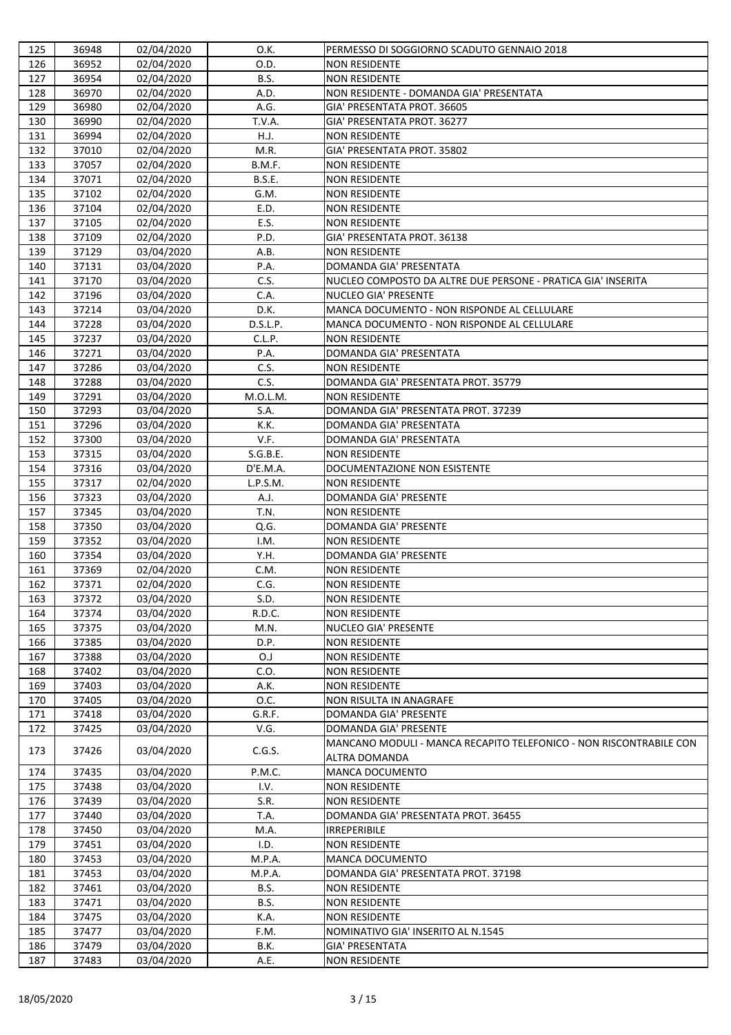| 125 | 36948 | 02/04/2020 | O.K. | PERMESSO DI SOGGIORNO SCADUTO GENNAIO 2018 |
|---|---|---|---|---|
| 126 | 36952 | 02/04/2020 | O.D. | NON RESIDENTE |
| 127 | 36954 | 02/04/2020 | B.S. | NON RESIDENTE |
| 128 | 36970 | 02/04/2020 | A.D. | NON RESIDENTE - DOMANDA GIA' PRESENTATA |
| 129 | 36980 | 02/04/2020 | A.G. | GIA' PRESENTATA PROT. 36605 |
| 130 | 36990 | 02/04/2020 | T.V.A. | GIA' PRESENTATA PROT. 36277 |
| 131 | 36994 | 02/04/2020 | H.J. | NON RESIDENTE |
| 132 | 37010 | 02/04/2020 | M.R. | GIA' PRESENTATA PROT. 35802 |
| 133 | 37057 | 02/04/2020 | B.M.F. | NON RESIDENTE |
| 134 | 37071 | 02/04/2020 | B.S.E. | NON RESIDENTE |
| 135 | 37102 | 02/04/2020 | G.M. | NON RESIDENTE |
| 136 | 37104 | 02/04/2020 | E.D. | NON RESIDENTE |
| 137 | 37105 | 02/04/2020 | E.S. | NON RESIDENTE |
| 138 | 37109 | 02/04/2020 | P.D. | GIA' PRESENTATA PROT. 36138 |
| 139 | 37129 | 03/04/2020 | A.B. | NON RESIDENTE |
| 140 | 37131 | 03/04/2020 | P.A. | DOMANDA GIA' PRESENTATA |
| 141 | 37170 | 03/04/2020 | C.S. | NUCLEO COMPOSTO DA ALTRE DUE PERSONE - PRATICA GIA' INSERITA |
| 142 | 37196 | 03/04/2020 | C.A. | NUCLEO GIA' PRESENTE |
| 143 | 37214 | 03/04/2020 | D.K. | MANCA DOCUMENTO - NON RISPONDE AL CELLULARE |
| 144 | 37228 | 03/04/2020 | D.S.L.P. | MANCA DOCUMENTO - NON RISPONDE AL CELLULARE |
| 145 | 37237 | 03/04/2020 | C.L.P. | NON RESIDENTE |
| 146 | 37271 | 03/04/2020 | P.A. | DOMANDA GIA' PRESENTATA |
| 147 | 37286 | 03/04/2020 | C.S. | NON RESIDENTE |
| 148 | 37288 | 03/04/2020 | C.S. | DOMANDA GIA' PRESENTATA PROT. 35779 |
| 149 | 37291 | 03/04/2020 | M.O.L.M. | NON RESIDENTE |
| 150 | 37293 | 03/04/2020 | S.A. | DOMANDA GIA' PRESENTATA PROT. 37239 |
| 151 | 37296 | 03/04/2020 | K.K. | DOMANDA GIA' PRESENTATA |
| 152 | 37300 | 03/04/2020 | V.F. | DOMANDA GIA' PRESENTATA |
| 153 | 37315 | 03/04/2020 | S.G.B.E. | NON RESIDENTE |
| 154 | 37316 | 03/04/2020 | D'E.M.A. | DOCUMENTAZIONE NON ESISTENTE |
| 155 | 37317 | 02/04/2020 | L.P.S.M. | NON RESIDENTE |
| 156 | 37323 | 03/04/2020 | A.J. | DOMANDA GIA' PRESENTE |
| 157 | 37345 | 03/04/2020 | T.N. | NON RESIDENTE |
| 158 | 37350 | 03/04/2020 | Q.G. | DOMANDA GIA' PRESENTE |
| 159 | 37352 | 03/04/2020 | I.M. | NON RESIDENTE |
| 160 | 37354 | 03/04/2020 | Y.H. | DOMANDA GIA' PRESENTE |
| 161 | 37369 | 02/04/2020 | C.M. | NON RESIDENTE |
| 162 | 37371 | 02/04/2020 | C.G. | NON RESIDENTE |
| 163 | 37372 | 03/04/2020 | S.D. | NON RESIDENTE |
| 164 | 37374 | 03/04/2020 | R.D.C. | NON RESIDENTE |
| 165 | 37375 | 03/04/2020 | M.N. | NUCLEO GIA' PRESENTE |
| 166 | 37385 | 03/04/2020 | D.P. | NON RESIDENTE |
| 167 | 37388 | 03/04/2020 | O.J | NON RESIDENTE |
| 168 | 37402 | 03/04/2020 | C.O. | NON RESIDENTE |
| 169 | 37403 | 03/04/2020 | A.K. | NON RESIDENTE |
| 170 | 37405 | 03/04/2020 | O.C. | NON RISULTA IN ANAGRAFE |
| 171 | 37418 | 03/04/2020 | G.R.F. | DOMANDA GIA' PRESENTE |
| 172 | 37425 | 03/04/2020 | V.G. | DOMANDA GIA' PRESENTE |
| 173 | 37426 | 03/04/2020 | C.G.S. | MANCANO MODULI - MANCA RECAPITO TELEFONICO - NON RISCONTRABILE CON ALTRA DOMANDA |
| 174 | 37435 | 03/04/2020 | P.M.C. | MANCA DOCUMENTO |
| 175 | 37438 | 03/04/2020 | I.V. | NON RESIDENTE |
| 176 | 37439 | 03/04/2020 | S.R. | NON RESIDENTE |
| 177 | 37440 | 03/04/2020 | T.A. | DOMANDA GIA' PRESENTATA PROT. 36455 |
| 178 | 37450 | 03/04/2020 | M.A. | IRREPERIBILE |
| 179 | 37451 | 03/04/2020 | I.D. | NON RESIDENTE |
| 180 | 37453 | 03/04/2020 | M.P.A. | MANCA DOCUMENTO |
| 181 | 37453 | 03/04/2020 | M.P.A. | DOMANDA GIA' PRESENTATA PROT. 37198 |
| 182 | 37461 | 03/04/2020 | B.S. | NON RESIDENTE |
| 183 | 37471 | 03/04/2020 | B.S. | NON RESIDENTE |
| 184 | 37475 | 03/04/2020 | K.A. | NON RESIDENTE |
| 185 | 37477 | 03/04/2020 | F.M. | NOMINATIVO GIA' INSERITO AL N.1545 |
| 186 | 37479 | 03/04/2020 | B.K. | GIA' PRESENTATA |
| 187 | 37483 | 03/04/2020 | A.E. | NON RESIDENTE |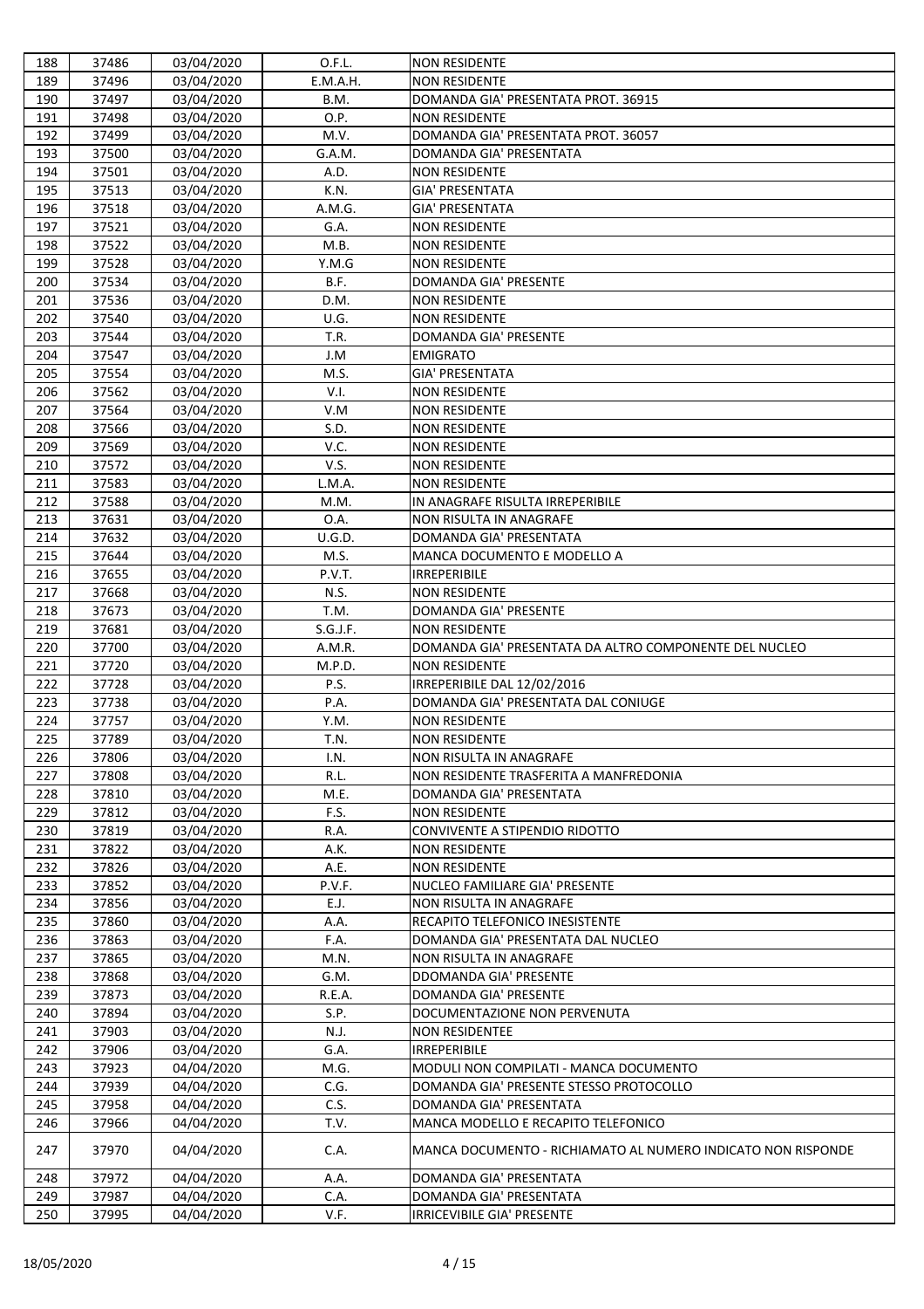| 188 | 37486 | 03/04/2020 | O.F.L. | NON RESIDENTE |
|---|---|---|---|---|
| 189 | 37496 | 03/04/2020 | E.M.A.H. | NON RESIDENTE |
| 190 | 37497 | 03/04/2020 | B.M. | DOMANDA GIA' PRESENTATA PROT. 36915 |
| 191 | 37498 | 03/04/2020 | O.P. | NON RESIDENTE |
| 192 | 37499 | 03/04/2020 | M.V. | DOMANDA GIA' PRESENTATA PROT. 36057 |
| 193 | 37500 | 03/04/2020 | G.A.M. | DOMANDA GIA' PRESENTATA |
| 194 | 37501 | 03/04/2020 | A.D. | NON RESIDENTE |
| 195 | 37513 | 03/04/2020 | K.N. | GIA' PRESENTATA |
| 196 | 37518 | 03/04/2020 | A.M.G. | GIA' PRESENTATA |
| 197 | 37521 | 03/04/2020 | G.A. | NON RESIDENTE |
| 198 | 37522 | 03/04/2020 | M.B. | NON RESIDENTE |
| 199 | 37528 | 03/04/2020 | Y.M.G | NON RESIDENTE |
| 200 | 37534 | 03/04/2020 | B.F. | DOMANDA GIA' PRESENTE |
| 201 | 37536 | 03/04/2020 | D.M. | NON RESIDENTE |
| 202 | 37540 | 03/04/2020 | U.G. | NON RESIDENTE |
| 203 | 37544 | 03/04/2020 | T.R. | DOMANDA GIA' PRESENTE |
| 204 | 37547 | 03/04/2020 | J.M | EMIGRATO |
| 205 | 37554 | 03/04/2020 | M.S. | GIA' PRESENTATA |
| 206 | 37562 | 03/04/2020 | V.I. | NON RESIDENTE |
| 207 | 37564 | 03/04/2020 | V.M | NON RESIDENTE |
| 208 | 37566 | 03/04/2020 | S.D. | NON RESIDENTE |
| 209 | 37569 | 03/04/2020 | V.C. | NON RESIDENTE |
| 210 | 37572 | 03/04/2020 | V.S. | NON RESIDENTE |
| 211 | 37583 | 03/04/2020 | L.M.A. | NON RESIDENTE |
| 212 | 37588 | 03/04/2020 | M.M. | IN ANAGRAFE RISULTA IRREPERIBILE |
| 213 | 37631 | 03/04/2020 | O.A. | NON RISULTA IN ANAGRAFE |
| 214 | 37632 | 03/04/2020 | U.G.D. | DOMANDA GIA' PRESENTATA |
| 215 | 37644 | 03/04/2020 | M.S. | MANCA DOCUMENTO E MODELLO A |
| 216 | 37655 | 03/04/2020 | P.V.T. | IRREPERIBILE |
| 217 | 37668 | 03/04/2020 | N.S. | NON RESIDENTE |
| 218 | 37673 | 03/04/2020 | T.M. | DOMANDA GIA' PRESENTE |
| 219 | 37681 | 03/04/2020 | S.G.J.F. | NON RESIDENTE |
| 220 | 37700 | 03/04/2020 | A.M.R. | DOMANDA GIA' PRESENTATA DA ALTRO COMPONENTE DEL NUCLEO |
| 221 | 37720 | 03/04/2020 | M.P.D. | NON RESIDENTE |
| 222 | 37728 | 03/04/2020 | P.S. | IRREPERIBILE DAL 12/02/2016 |
| 223 | 37738 | 03/04/2020 | P.A. | DOMANDA GIA' PRESENTATA DAL CONIUGE |
| 224 | 37757 | 03/04/2020 | Y.M. | NON RESIDENTE |
| 225 | 37789 | 03/04/2020 | T.N. | NON RESIDENTE |
| 226 | 37806 | 03/04/2020 | I.N. | NON RISULTA IN ANAGRAFE |
| 227 | 37808 | 03/04/2020 | R.L. | NON RESIDENTE TRASFERITA A MANFREDONIA |
| 228 | 37810 | 03/04/2020 | M.E. | DOMANDA GIA' PRESENTATA |
| 229 | 37812 | 03/04/2020 | F.S. | NON RESIDENTE |
| 230 | 37819 | 03/04/2020 | R.A. | CONVIVENTE A STIPENDIO RIDOTTO |
| 231 | 37822 | 03/04/2020 | A.K. | NON RESIDENTE |
| 232 | 37826 | 03/04/2020 | A.E. | NON RESIDENTE |
| 233 | 37852 | 03/04/2020 | P.V.F. | NUCLEO FAMILIARE GIA' PRESENTE |
| 234 | 37856 | 03/04/2020 | E.J. | NON RISULTA IN ANAGRAFE |
| 235 | 37860 | 03/04/2020 | A.A. | RECAPITO TELEFONICO INESISTENTE |
| 236 | 37863 | 03/04/2020 | F.A. | DOMANDA GIA' PRESENTATA DAL NUCLEO |
| 237 | 37865 | 03/04/2020 | M.N. | NON RISULTA IN ANAGRAFE |
| 238 | 37868 | 03/04/2020 | G.M. | DDOMANDA GIA' PRESENTE |
| 239 | 37873 | 03/04/2020 | R.E.A. | DOMANDA GIA' PRESENTE |
| 240 | 37894 | 03/04/2020 | S.P. | DOCUMENTAZIONE NON PERVENUTA |
| 241 | 37903 | 03/04/2020 | N.J. | NON RESIDENTEE |
| 242 | 37906 | 03/04/2020 | G.A. | IRREPERIBILE |
| 243 | 37923 | 04/04/2020 | M.G. | MODULI NON COMPILATI - MANCA DOCUMENTO |
| 244 | 37939 | 04/04/2020 | C.G. | DOMANDA GIA' PRESENTE STESSO PROTOCOLLO |
| 245 | 37958 | 04/04/2020 | C.S. | DOMANDA GIA' PRESENTATA |
| 246 | 37966 | 04/04/2020 | T.V. | MANCA MODELLO E RECAPITO TELEFONICO |
| 247 | 37970 | 04/04/2020 | C.A. | MANCA DOCUMENTO - RICHIAMATO AL NUMERO INDICATO NON RISPONDE |
| 248 | 37972 | 04/04/2020 | A.A. | DOMANDA GIA' PRESENTATA |
| 249 | 37987 | 04/04/2020 | C.A. | DOMANDA GIA' PRESENTATA |
| 250 | 37995 | 04/04/2020 | V.F. | IRRICEVIBILE GIA' PRESENTE |

18/05/2020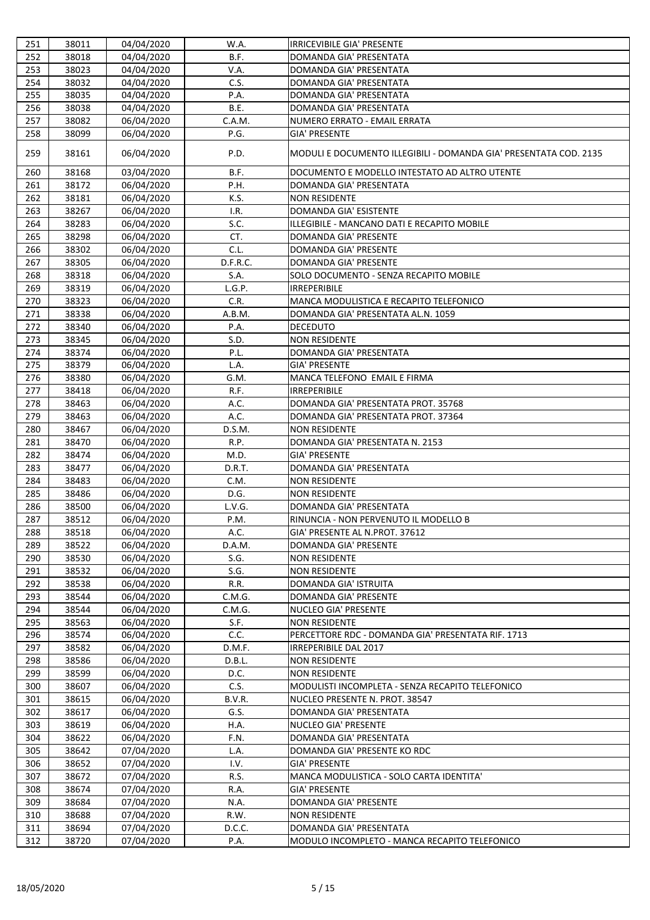| 251 | 38011 | 04/04/2020 | W.A. | IRRICEVIBILE GIA' PRESENTE |
|---|---|---|---|---|
| 252 | 38018 | 04/04/2020 | B.F. | DOMANDA GIA' PRESENTATA |
| 253 | 38023 | 04/04/2020 | V.A. | DOMANDA GIA' PRESENTATA |
| 254 | 38032 | 04/04/2020 | C.S. | DOMANDA GIA' PRESENTATA |
| 255 | 38035 | 04/04/2020 | P.A. | DOMANDA GIA' PRESENTATA |
| 256 | 38038 | 04/04/2020 | B.E. | DOMANDA GIA' PRESENTATA |
| 257 | 38082 | 06/04/2020 | C.A.M. | NUMERO ERRATO - EMAIL ERRATA |
| 258 | 38099 | 06/04/2020 | P.G. | GIA' PRESENTE |
| 259 | 38161 | 06/04/2020 | P.D. | MODULI E DOCUMENTO ILLEGIBILI - DOMANDA GIA' PRESENTATA COD. 2135 |
| 260 | 38168 | 03/04/2020 | B.F. | DOCUMENTO E MODELLO INTESTATO AD ALTRO UTENTE |
| 261 | 38172 | 06/04/2020 | P.H. | DOMANDA GIA' PRESENTATA |
| 262 | 38181 | 06/04/2020 | K.S. | NON RESIDENTE |
| 263 | 38267 | 06/04/2020 | I.R. | DOMANDA GIA' ESISTENTE |
| 264 | 38283 | 06/04/2020 | S.C. | ILLEGIBILE - MANCANO DATI E RECAPITO MOBILE |
| 265 | 38298 | 06/04/2020 | CT. | DOMANDA GIA' PRESENTE |
| 266 | 38302 | 06/04/2020 | C.L. | DOMANDA GIA' PRESENTE |
| 267 | 38305 | 06/04/2020 | D.F.R.C. | DOMANDA GIA' PRESENTE |
| 268 | 38318 | 06/04/2020 | S.A. | SOLO DOCUMENTO - SENZA RECAPITO MOBILE |
| 269 | 38319 | 06/04/2020 | L.G.P. | IRREPERIBILE |
| 270 | 38323 | 06/04/2020 | C.R. | MANCA MODULISTICA E RECAPITO TELEFONICO |
| 271 | 38338 | 06/04/2020 | A.B.M. | DOMANDA GIA' PRESENTATA AL.N. 1059 |
| 272 | 38340 | 06/04/2020 | P.A. | DECEDUTO |
| 273 | 38345 | 06/04/2020 | S.D. | NON RESIDENTE |
| 274 | 38374 | 06/04/2020 | P.L. | DOMANDA GIA' PRESENTATA |
| 275 | 38379 | 06/04/2020 | L.A. | GIA' PRESENTE |
| 276 | 38380 | 06/04/2020 | G.M. | MANCA TELEFONO EMAIL E FIRMA |
| 277 | 38418 | 06/04/2020 | R.F. | IRREPERIBILE |
| 278 | 38463 | 06/04/2020 | A.C. | DOMANDA GIA' PRESENTATA PROT. 35768 |
| 279 | 38463 | 06/04/2020 | A.C. | DOMANDA GIA' PRESENTATA PROT. 37364 |
| 280 | 38467 | 06/04/2020 | D.S.M. | NON RESIDENTE |
| 281 | 38470 | 06/04/2020 | R.P. | DOMANDA GIA' PRESENTATA N. 2153 |
| 282 | 38474 | 06/04/2020 | M.D. | GIA' PRESENTE |
| 283 | 38477 | 06/04/2020 | D.R.T. | DOMANDA GIA' PRESENTATA |
| 284 | 38483 | 06/04/2020 | C.M. | NON RESIDENTE |
| 285 | 38486 | 06/04/2020 | D.G. | NON RESIDENTE |
| 286 | 38500 | 06/04/2020 | L.V.G. | DOMANDA GIA' PRESENTATA |
| 287 | 38512 | 06/04/2020 | P.M. | RINUNCIA - NON PERVENUTO IL MODELLO B |
| 288 | 38518 | 06/04/2020 | A.C. | GIA' PRESENTE AL N.PROT. 37612 |
| 289 | 38522 | 06/04/2020 | D.A.M. | DOMANDA GIA' PRESENTE |
| 290 | 38530 | 06/04/2020 | S.G. | NON RESIDENTE |
| 291 | 38532 | 06/04/2020 | S.G. | NON RESIDENTE |
| 292 | 38538 | 06/04/2020 | R.R. | DOMANDA GIA' ISTRUITA |
| 293 | 38544 | 06/04/2020 | C.M.G. | DOMANDA GIA' PRESENTE |
| 294 | 38544 | 06/04/2020 | C.M.G. | NUCLEO GIA' PRESENTE |
| 295 | 38563 | 06/04/2020 | S.F. | NON RESIDENTE |
| 296 | 38574 | 06/04/2020 | C.C. | PERCETTORE RDC - DOMANDA GIA' PRESENTATA RIF. 1713 |
| 297 | 38582 | 06/04/2020 | D.M.F. | IRREPERIBILE DAL 2017 |
| 298 | 38586 | 06/04/2020 | D.B.L. | NON RESIDENTE |
| 299 | 38599 | 06/04/2020 | D.C. | NON RESIDENTE |
| 300 | 38607 | 06/04/2020 | C.S. | MODULISTI INCOMPLETA - SENZA RECAPITO TELEFONICO |
| 301 | 38615 | 06/04/2020 | B.V.R. | NUCLEO PRESENTE N. PROT. 38547 |
| 302 | 38617 | 06/04/2020 | G.S. | DOMANDA GIA' PRESENTATA |
| 303 | 38619 | 06/04/2020 | H.A. | NUCLEO GIA' PRESENTE |
| 304 | 38622 | 06/04/2020 | F.N. | DOMANDA GIA' PRESENTATA |
| 305 | 38642 | 07/04/2020 | L.A. | DOMANDA GIA' PRESENTE KO RDC |
| 306 | 38652 | 07/04/2020 | I.V. | GIA' PRESENTE |
| 307 | 38672 | 07/04/2020 | R.S. | MANCA MODULISTICA - SOLO CARTA IDENTITA' |
| 308 | 38674 | 07/04/2020 | R.A. | GIA' PRESENTE |
| 309 | 38684 | 07/04/2020 | N.A. | DOMANDA GIA' PRESENTE |
| 310 | 38688 | 07/04/2020 | R.W. | NON RESIDENTE |
| 311 | 38694 | 07/04/2020 | D.C.C. | DOMANDA GIA' PRESENTATA |
| 312 | 38720 | 07/04/2020 | P.A. | MODULO INCOMPLETO - MANCA RECAPITO TELEFONICO |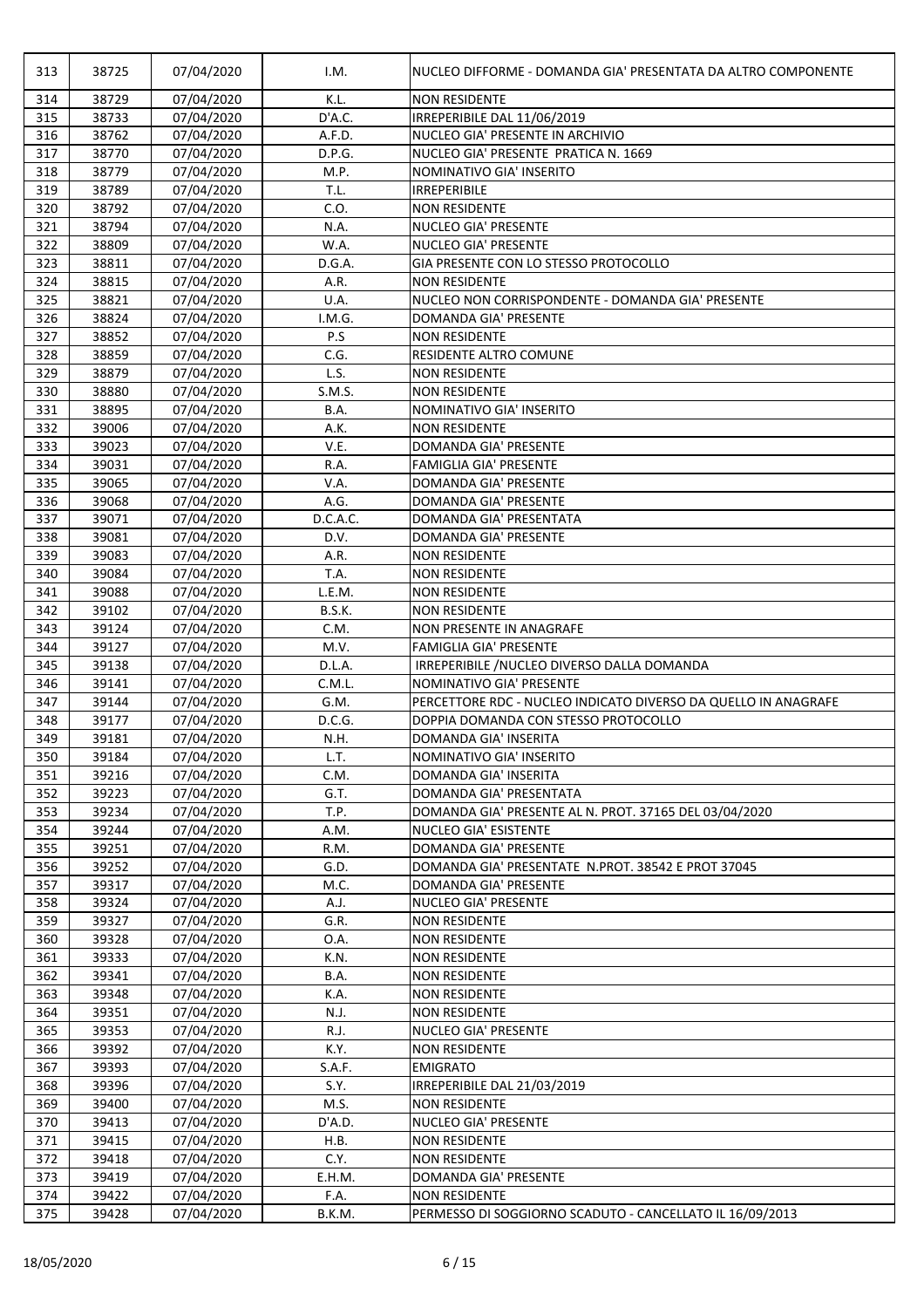| 313 | 38725 | 07/04/2020 | I.M. | NUCLEO DIFFORME - DOMANDA GIA' PRESENTATA DA ALTRO COMPONENTE |
|---|---|---|---|---|
| 314 | 38729 | 07/04/2020 | K.L. | NON RESIDENTE |
| 315 | 38733 | 07/04/2020 | D'A.C. | IRREPERIBILE DAL 11/06/2019 |
| 316 | 38762 | 07/04/2020 | A.F.D. | NUCLEO GIA' PRESENTE IN ARCHIVIO |
| 317 | 38770 | 07/04/2020 | D.P.G. | NUCLEO GIA' PRESENTE PRATICA N. 1669 |
| 318 | 38779 | 07/04/2020 | M.P. | NOMINATIVO GIA' INSERITO |
| 319 | 38789 | 07/04/2020 | T.L. | IRREPERIBILE |
| 320 | 38792 | 07/04/2020 | C.O. | NON RESIDENTE |
| 321 | 38794 | 07/04/2020 | N.A. | NUCLEO GIA' PRESENTE |
| 322 | 38809 | 07/04/2020 | W.A. | NUCLEO GIA' PRESENTE |
| 323 | 38811 | 07/04/2020 | D.G.A. | GIA PRESENTE CON LO STESSO PROTOCOLLO |
| 324 | 38815 | 07/04/2020 | A.R. | NON RESIDENTE |
| 325 | 38821 | 07/04/2020 | U.A. | NUCLEO NON CORRISPONDENTE - DOMANDA GIA' PRESENTE |
| 326 | 38824 | 07/04/2020 | I.M.G. | DOMANDA GIA' PRESENTE |
| 327 | 38852 | 07/04/2020 | P.S | NON RESIDENTE |
| 328 | 38859 | 07/04/2020 | C.G. | RESIDENTE ALTRO COMUNE |
| 329 | 38879 | 07/04/2020 | L.S. | NON RESIDENTE |
| 330 | 38880 | 07/04/2020 | S.M.S. | NON RESIDENTE |
| 331 | 38895 | 07/04/2020 | B.A. | NOMINATIVO GIA' INSERITO |
| 332 | 39006 | 07/04/2020 | A.K. | NON RESIDENTE |
| 333 | 39023 | 07/04/2020 | V.E. | DOMANDA GIA' PRESENTE |
| 334 | 39031 | 07/04/2020 | R.A. | FAMIGLIA GIA' PRESENTE |
| 335 | 39065 | 07/04/2020 | V.A. | DOMANDA GIA' PRESENTE |
| 336 | 39068 | 07/04/2020 | A.G. | DOMANDA GIA' PRESENTE |
| 337 | 39071 | 07/04/2020 | D.C.A.C. | DOMANDA GIA' PRESENTATA |
| 338 | 39081 | 07/04/2020 | D.V. | DOMANDA GIA' PRESENTE |
| 339 | 39083 | 07/04/2020 | A.R. | NON RESIDENTE |
| 340 | 39084 | 07/04/2020 | T.A. | NON RESIDENTE |
| 341 | 39088 | 07/04/2020 | L.E.M. | NON RESIDENTE |
| 342 | 39102 | 07/04/2020 | B.S.K. | NON RESIDENTE |
| 343 | 39124 | 07/04/2020 | C.M. | NON PRESENTE IN ANAGRAFE |
| 344 | 39127 | 07/04/2020 | M.V. | FAMIGLIA GIA' PRESENTE |
| 345 | 39138 | 07/04/2020 | D.L.A. | IRREPERIBILE /NUCLEO DIVERSO DALLA DOMANDA |
| 346 | 39141 | 07/04/2020 | C.M.L. | NOMINATIVO GIA' PRESENTE |
| 347 | 39144 | 07/04/2020 | G.M. | PERCETTORE RDC - NUCLEO INDICATO DIVERSO DA QUELLO IN ANAGRAFE |
| 348 | 39177 | 07/04/2020 | D.C.G. | DOPPIA DOMANDA CON STESSO PROTOCOLLO |
| 349 | 39181 | 07/04/2020 | N.H. | DOMANDA GIA' INSERITA |
| 350 | 39184 | 07/04/2020 | L.T. | NOMINATIVO GIA' INSERITO |
| 351 | 39216 | 07/04/2020 | C.M. | DOMANDA GIA' INSERITA |
| 352 | 39223 | 07/04/2020 | G.T. | DOMANDA GIA' PRESENTATA |
| 353 | 39234 | 07/04/2020 | T.P. | DOMANDA GIA' PRESENTE AL N. PROT. 37165 DEL 03/04/2020 |
| 354 | 39244 | 07/04/2020 | A.M. | NUCLEO GIA' ESISTENTE |
| 355 | 39251 | 07/04/2020 | R.M. | DOMANDA GIA' PRESENTE |
| 356 | 39252 | 07/04/2020 | G.D. | DOMANDA GIA' PRESENTATE N.PROT. 38542 E PROT 37045 |
| 357 | 39317 | 07/04/2020 | M.C. | DOMANDA GIA' PRESENTE |
| 358 | 39324 | 07/04/2020 | A.J. | NUCLEO GIA' PRESENTE |
| 359 | 39327 | 07/04/2020 | G.R. | NON RESIDENTE |
| 360 | 39328 | 07/04/2020 | O.A. | NON RESIDENTE |
| 361 | 39333 | 07/04/2020 | K.N. | NON RESIDENTE |
| 362 | 39341 | 07/04/2020 | B.A. | NON RESIDENTE |
| 363 | 39348 | 07/04/2020 | K.A. | NON RESIDENTE |
| 364 | 39351 | 07/04/2020 | N.J. | NON RESIDENTE |
| 365 | 39353 | 07/04/2020 | R.J. | NUCLEO GIA' PRESENTE |
| 366 | 39392 | 07/04/2020 | K.Y. | NON RESIDENTE |
| 367 | 39393 | 07/04/2020 | S.A.F. | EMIGRATO |
| 368 | 39396 | 07/04/2020 | S.Y. | IRREPERIBILE DAL 21/03/2019 |
| 369 | 39400 | 07/04/2020 | M.S. | NON RESIDENTE |
| 370 | 39413 | 07/04/2020 | D'A.D. | NUCLEO GIA' PRESENTE |
| 371 | 39415 | 07/04/2020 | H.B. | NON RESIDENTE |
| 372 | 39418 | 07/04/2020 | C.Y. | NON RESIDENTE |
| 373 | 39419 | 07/04/2020 | E.H.M. | DOMANDA GIA' PRESENTE |
| 374 | 39422 | 07/04/2020 | F.A. | NON RESIDENTE |
| 375 | 39428 | 07/04/2020 | B.K.M. | PERMESSO DI SOGGIORNO SCADUTO - CANCELLATO IL 16/09/2013 |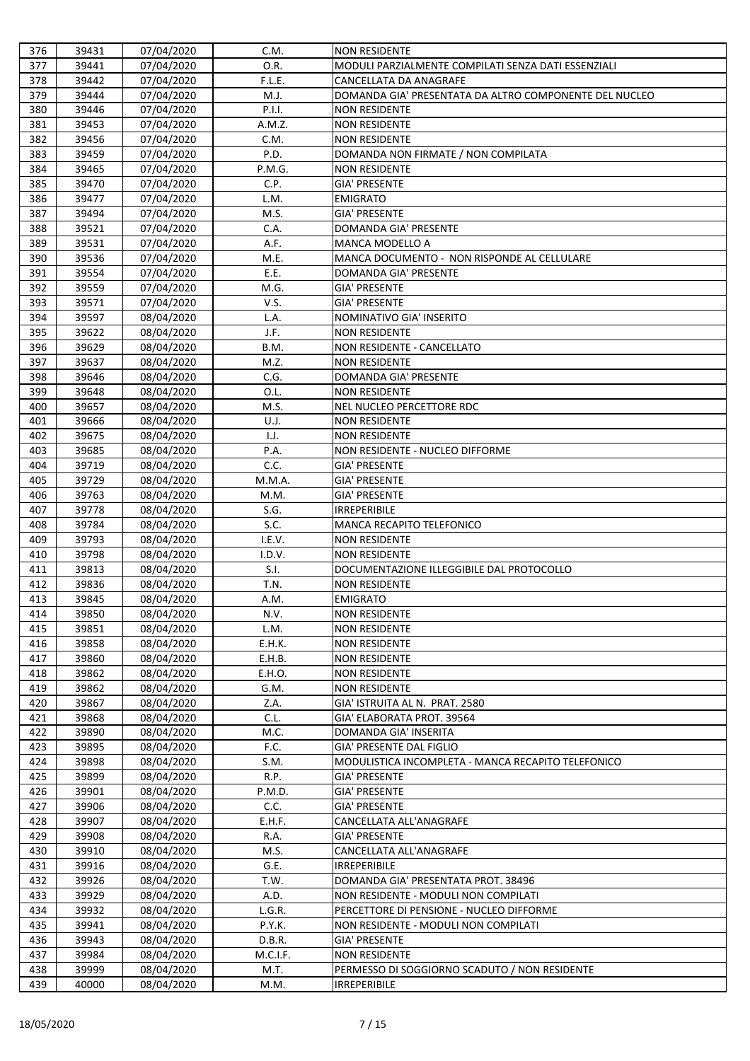| 376 | 39431 | 07/04/2020 | C.M. | NON RESIDENTE |
|---|---|---|---|---|
| 377 | 39441 | 07/04/2020 | O.R. | MODULI PARZIALMENTE COMPILATI SENZA DATI ESSENZIALI |
| 378 | 39442 | 07/04/2020 | F.L.E. | CANCELLATA DA ANAGRAFE |
| 379 | 39444 | 07/04/2020 | M.J. | DOMANDA GIA' PRESENTATA DA ALTRO COMPONENTE DEL NUCLEO |
| 380 | 39446 | 07/04/2020 | P.I.I. | NON RESIDENTE |
| 381 | 39453 | 07/04/2020 | A.M.Z. | NON RESIDENTE |
| 382 | 39456 | 07/04/2020 | C.M. | NON RESIDENTE |
| 383 | 39459 | 07/04/2020 | P.D. | DOMANDA NON FIRMATE / NON COMPILATA |
| 384 | 39465 | 07/04/2020 | P.M.G. | NON RESIDENTE |
| 385 | 39470 | 07/04/2020 | C.P. | GIA' PRESENTE |
| 386 | 39477 | 07/04/2020 | L.M. | EMIGRATO |
| 387 | 39494 | 07/04/2020 | M.S. | GIA' PRESENTE |
| 388 | 39521 | 07/04/2020 | C.A. | DOMANDA GIA' PRESENTE |
| 389 | 39531 | 07/04/2020 | A.F. | MANCA MODELLO A |
| 390 | 39536 | 07/04/2020 | M.E. | MANCA DOCUMENTO -  NON RISPONDE AL CELLULARE |
| 391 | 39554 | 07/04/2020 | E.E. | DOMANDA GIA' PRESENTE |
| 392 | 39559 | 07/04/2020 | M.G. | GIA' PRESENTE |
| 393 | 39571 | 07/04/2020 | V.S. | GIA' PRESENTE |
| 394 | 39597 | 08/04/2020 | L.A. | NOMINATIVO GIA' INSERITO |
| 395 | 39622 | 08/04/2020 | J.F. | NON RESIDENTE |
| 396 | 39629 | 08/04/2020 | B.M. | NON RESIDENTE - CANCELLATO |
| 397 | 39637 | 08/04/2020 | M.Z. | NON RESIDENTE |
| 398 | 39646 | 08/04/2020 | C.G. | DOMANDA GIA' PRESENTE |
| 399 | 39648 | 08/04/2020 | O.L. | NON RESIDENTE |
| 400 | 39657 | 08/04/2020 | M.S. | NEL NUCLEO PERCETTORE RDC |
| 401 | 39666 | 08/04/2020 | U.J. | NON RESIDENTE |
| 402 | 39675 | 08/04/2020 | I.J. | NON RESIDENTE |
| 403 | 39685 | 08/04/2020 | P.A. | NON RESIDENTE - NUCLEO DIFFORME |
| 404 | 39719 | 08/04/2020 | C.C. | GIA' PRESENTE |
| 405 | 39729 | 08/04/2020 | M.M.A. | GIA' PRESENTE |
| 406 | 39763 | 08/04/2020 | M.M. | GIA' PRESENTE |
| 407 | 39778 | 08/04/2020 | S.G. | IRREPERIBILE |
| 408 | 39784 | 08/04/2020 | S.C. | MANCA RECAPITO TELEFONICO |
| 409 | 39793 | 08/04/2020 | I.E.V. | NON RESIDENTE |
| 410 | 39798 | 08/04/2020 | I.D.V. | NON RESIDENTE |
| 411 | 39813 | 08/04/2020 | S.I. | DOCUMENTAZIONE ILLEGGIBILE DAL PROTOCOLLO |
| 412 | 39836 | 08/04/2020 | T.N. | NON RESIDENTE |
| 413 | 39845 | 08/04/2020 | A.M. | EMIGRATO |
| 414 | 39850 | 08/04/2020 | N.V. | NON RESIDENTE |
| 415 | 39851 | 08/04/2020 | L.M. | NON RESIDENTE |
| 416 | 39858 | 08/04/2020 | E.H.K. | NON RESIDENTE |
| 417 | 39860 | 08/04/2020 | E.H.B. | NON RESIDENTE |
| 418 | 39862 | 08/04/2020 | E.H.O. | NON RESIDENTE |
| 419 | 39862 | 08/04/2020 | G.M. | NON RESIDENTE |
| 420 | 39867 | 08/04/2020 | Z.A. | GIA' ISTRUITA AL N.  PRAT. 2580 |
| 421 | 39868 | 08/04/2020 | C.L. | GIA' ELABORATA PROT. 39564 |
| 422 | 39890 | 08/04/2020 | M.C. | DOMANDA GIA' INSERITA |
| 423 | 39895 | 08/04/2020 | F.C. | GIA' PRESENTE DAL FIGLIO |
| 424 | 39898 | 08/04/2020 | S.M. | MODULISTICA INCOMPLETA - MANCA RECAPITO TELEFONICO |
| 425 | 39899 | 08/04/2020 | R.P. | GIA' PRESENTE |
| 426 | 39901 | 08/04/2020 | P.M.D. | GIA' PRESENTE |
| 427 | 39906 | 08/04/2020 | C.C. | GIA' PRESENTE |
| 428 | 39907 | 08/04/2020 | E.H.F. | CANCELLATA ALL'ANAGRAFE |
| 429 | 39908 | 08/04/2020 | R.A. | GIA' PRESENTE |
| 430 | 39910 | 08/04/2020 | M.S. | CANCELLATA ALL'ANAGRAFE |
| 431 | 39916 | 08/04/2020 | G.E. | IRREPERIBILE |
| 432 | 39926 | 08/04/2020 | T.W. | DOMANDA GIA' PRESENTATA PROT. 38496 |
| 433 | 39929 | 08/04/2020 | A.D. | NON RESIDENTE - MODULI NON COMPILATI |
| 434 | 39932 | 08/04/2020 | L.G.R. | PERCETTORE DI PENSIONE - NUCLEO DIFFORME |
| 435 | 39941 | 08/04/2020 | P.Y.K. | NON RESIDENTE - MODULI NON COMPILATI |
| 436 | 39943 | 08/04/2020 | D.B.R. | GIA' PRESENTE |
| 437 | 39984 | 08/04/2020 | M.C.I.F. | NON RESIDENTE |
| 438 | 39999 | 08/04/2020 | M.T. | PERMESSO DI SOGGIORNO SCADUTO / NON RESIDENTE |
| 439 | 40000 | 08/04/2020 | M.M. | IRREPERIBILE |

18/05/2020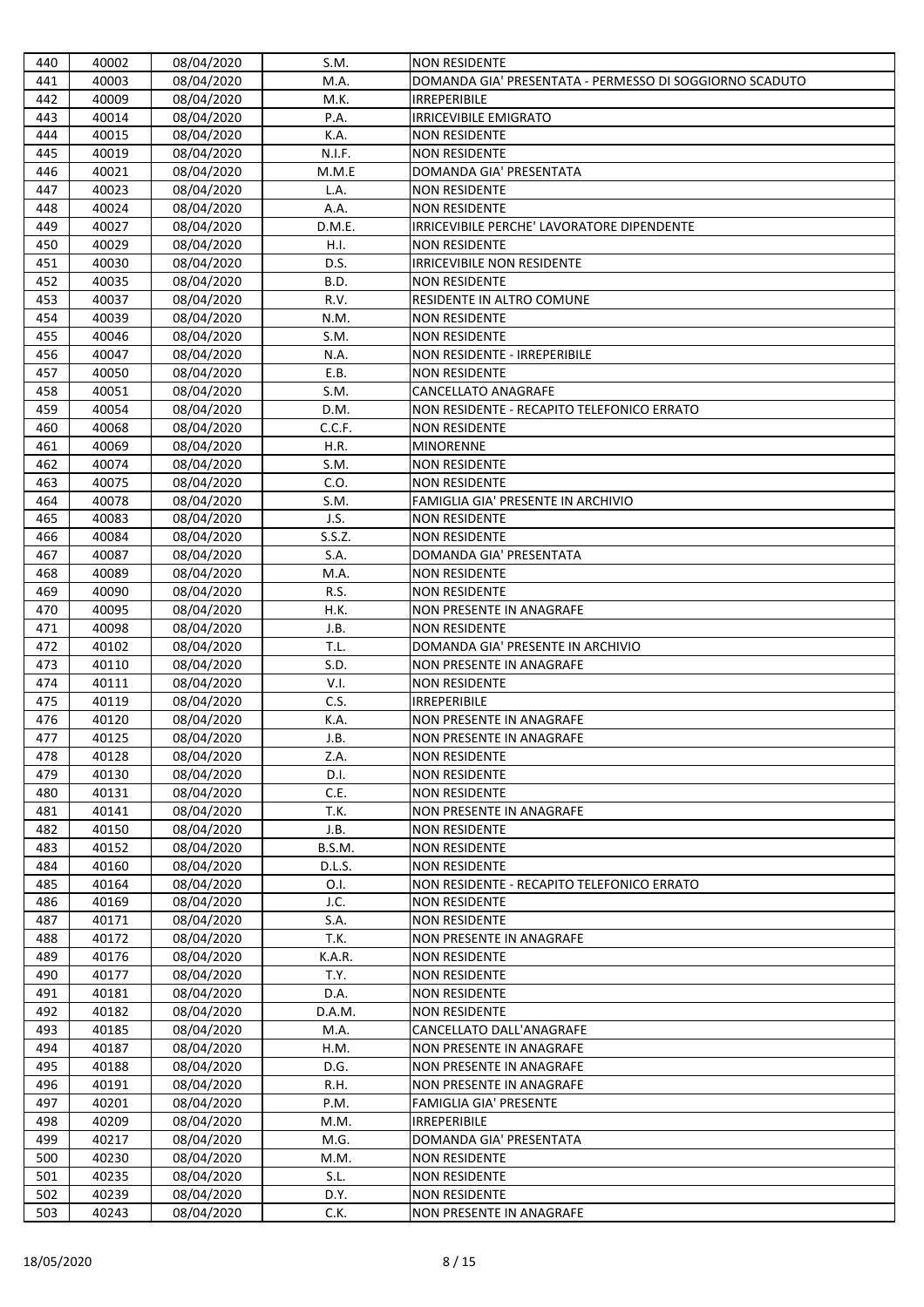| | | | | |
|---|---|---|---|---|
| 440 | 40002 | 08/04/2020 | S.M. | NON RESIDENTE |
| 441 | 40003 | 08/04/2020 | M.A. | DOMANDA GIA' PRESENTATA - PERMESSO DI SOGGIORNO SCADUTO |
| 442 | 40009 | 08/04/2020 | M.K. | IRREPERIBILE |
| 443 | 40014 | 08/04/2020 | P.A. | IRRICEVIBILE EMIGRATO |
| 444 | 40015 | 08/04/2020 | K.A. | NON RESIDENTE |
| 445 | 40019 | 08/04/2020 | N.I.F. | NON RESIDENTE |
| 446 | 40021 | 08/04/2020 | M.M.E | DOMANDA GIA' PRESENTATA |
| 447 | 40023 | 08/04/2020 | L.A. | NON RESIDENTE |
| 448 | 40024 | 08/04/2020 | A.A. | NON RESIDENTE |
| 449 | 40027 | 08/04/2020 | D.M.E. | IRRICEVIBILE PERCHE' LAVORATORE DIPENDENTE |
| 450 | 40029 | 08/04/2020 | H.I. | NON RESIDENTE |
| 451 | 40030 | 08/04/2020 | D.S. | IRRICEVIBILE NON RESIDENTE |
| 452 | 40035 | 08/04/2020 | B.D. | NON RESIDENTE |
| 453 | 40037 | 08/04/2020 | R.V. | RESIDENTE IN ALTRO COMUNE |
| 454 | 40039 | 08/04/2020 | N.M. | NON RESIDENTE |
| 455 | 40046 | 08/04/2020 | S.M. | NON RESIDENTE |
| 456 | 40047 | 08/04/2020 | N.A. | NON RESIDENTE - IRREPERIBILE |
| 457 | 40050 | 08/04/2020 | E.B. | NON RESIDENTE |
| 458 | 40051 | 08/04/2020 | S.M. | CANCELLATO ANAGRAFE |
| 459 | 40054 | 08/04/2020 | D.M. | NON RESIDENTE - RECAPITO TELEFONICO ERRATO |
| 460 | 40068 | 08/04/2020 | C.C.F. | NON RESIDENTE |
| 461 | 40069 | 08/04/2020 | H.R. | MINORENNE |
| 462 | 40074 | 08/04/2020 | S.M. | NON RESIDENTE |
| 463 | 40075 | 08/04/2020 | C.O. | NON RESIDENTE |
| 464 | 40078 | 08/04/2020 | S.M. | FAMIGLIA GIA' PRESENTE IN ARCHIVIO |
| 465 | 40083 | 08/04/2020 | J.S. | NON RESIDENTE |
| 466 | 40084 | 08/04/2020 | S.S.Z. | NON RESIDENTE |
| 467 | 40087 | 08/04/2020 | S.A. | DOMANDA GIA' PRESENTATA |
| 468 | 40089 | 08/04/2020 | M.A. | NON RESIDENTE |
| 469 | 40090 | 08/04/2020 | R.S. | NON RESIDENTE |
| 470 | 40095 | 08/04/2020 | H.K. | NON PRESENTE IN ANAGRAFE |
| 471 | 40098 | 08/04/2020 | J.B. | NON RESIDENTE |
| 472 | 40102 | 08/04/2020 | T.L. | DOMANDA GIA' PRESENTE IN ARCHIVIO |
| 473 | 40110 | 08/04/2020 | S.D. | NON PRESENTE IN ANAGRAFE |
| 474 | 40111 | 08/04/2020 | V.I. | NON RESIDENTE |
| 475 | 40119 | 08/04/2020 | C.S. | IRREPERIBILE |
| 476 | 40120 | 08/04/2020 | K.A. | NON PRESENTE IN ANAGRAFE |
| 477 | 40125 | 08/04/2020 | J.B. | NON PRESENTE IN ANAGRAFE |
| 478 | 40128 | 08/04/2020 | Z.A. | NON RESIDENTE |
| 479 | 40130 | 08/04/2020 | D.I. | NON RESIDENTE |
| 480 | 40131 | 08/04/2020 | C.E. | NON RESIDENTE |
| 481 | 40141 | 08/04/2020 | T.K. | NON PRESENTE IN ANAGRAFE |
| 482 | 40150 | 08/04/2020 | J.B. | NON RESIDENTE |
| 483 | 40152 | 08/04/2020 | B.S.M. | NON RESIDENTE |
| 484 | 40160 | 08/04/2020 | D.L.S. | NON RESIDENTE |
| 485 | 40164 | 08/04/2020 | O.I. | NON RESIDENTE - RECAPITO TELEFONICO ERRATO |
| 486 | 40169 | 08/04/2020 | J.C. | NON RESIDENTE |
| 487 | 40171 | 08/04/2020 | S.A. | NON RESIDENTE |
| 488 | 40172 | 08/04/2020 | T.K. | NON PRESENTE IN ANAGRAFE |
| 489 | 40176 | 08/04/2020 | K.A.R. | NON RESIDENTE |
| 490 | 40177 | 08/04/2020 | T.Y. | NON RESIDENTE |
| 491 | 40181 | 08/04/2020 | D.A. | NON RESIDENTE |
| 492 | 40182 | 08/04/2020 | D.A.M. | NON RESIDENTE |
| 493 | 40185 | 08/04/2020 | M.A. | CANCELLATO DALL'ANAGRAFE |
| 494 | 40187 | 08/04/2020 | H.M. | NON PRESENTE IN ANAGRAFE |
| 495 | 40188 | 08/04/2020 | D.G. | NON PRESENTE IN ANAGRAFE |
| 496 | 40191 | 08/04/2020 | R.H. | NON PRESENTE IN ANAGRAFE |
| 497 | 40201 | 08/04/2020 | P.M. | FAMIGLIA GIA' PRESENTE |
| 498 | 40209 | 08/04/2020 | M.M. | IRREPERIBILE |
| 499 | 40217 | 08/04/2020 | M.G. | DOMANDA GIA' PRESENTATA |
| 500 | 40230 | 08/04/2020 | M.M. | NON RESIDENTE |
| 501 | 40235 | 08/04/2020 | S.L. | NON RESIDENTE |
| 502 | 40239 | 08/04/2020 | D.Y. | NON RESIDENTE |
| 503 | 40243 | 08/04/2020 | C.K. | NON PRESENTE IN ANAGRAFE |

18/05/2020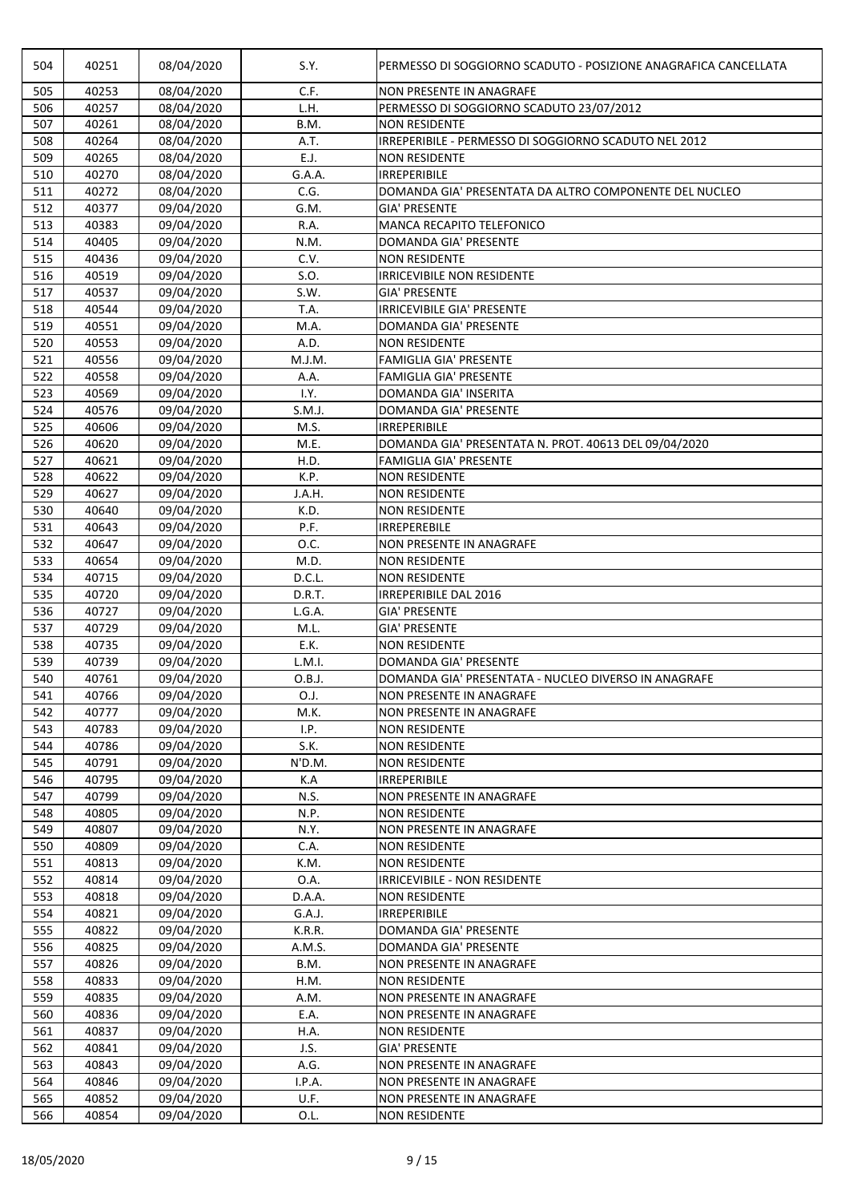| 504 | 40251 | 08/04/2020 | S.Y. | PERMESSO DI SOGGIORNO SCADUTO - POSIZIONE ANAGRAFICA CANCELLATA |
|---|---|---|---|---|
| 505 | 40253 | 08/04/2020 | C.F. | NON PRESENTE IN ANAGRAFE |
| 506 | 40257 | 08/04/2020 | L.H. | PERMESSO DI SOGGIORNO SCADUTO 23/07/2012 |
| 507 | 40261 | 08/04/2020 | B.M. | NON RESIDENTE |
| 508 | 40264 | 08/04/2020 | A.T. | IRREPERIBILE - PERMESSO DI SOGGIORNO SCADUTO NEL 2012 |
| 509 | 40265 | 08/04/2020 | E.J. | NON RESIDENTE |
| 510 | 40270 | 08/04/2020 | G.A.A. | IRREPERIBILE |
| 511 | 40272 | 08/04/2020 | C.G. | DOMANDA GIA' PRESENTATA DA ALTRO COMPONENTE DEL NUCLEO |
| 512 | 40377 | 09/04/2020 | G.M. | GIA' PRESENTE |
| 513 | 40383 | 09/04/2020 | R.A. | MANCA RECAPITO TELEFONICO |
| 514 | 40405 | 09/04/2020 | N.M. | DOMANDA GIA' PRESENTE |
| 515 | 40436 | 09/04/2020 | C.V. | NON RESIDENTE |
| 516 | 40519 | 09/04/2020 | S.O. | IRRICEVIBILE NON RESIDENTE |
| 517 | 40537 | 09/04/2020 | S.W. | GIA' PRESENTE |
| 518 | 40544 | 09/04/2020 | T.A. | IRRICEVIBILE GIA' PRESENTE |
| 519 | 40551 | 09/04/2020 | M.A. | DOMANDA GIA' PRESENTE |
| 520 | 40553 | 09/04/2020 | A.D. | NON RESIDENTE |
| 521 | 40556 | 09/04/2020 | M.J.M. | FAMIGLIA GIA' PRESENTE |
| 522 | 40558 | 09/04/2020 | A.A. | FAMIGLIA GIA' PRESENTE |
| 523 | 40569 | 09/04/2020 | I.Y. | DOMANDA GIA' INSERITA |
| 524 | 40576 | 09/04/2020 | S.M.J. | DOMANDA GIA' PRESENTE |
| 525 | 40606 | 09/04/2020 | M.S. | IRREPERIBILE |
| 526 | 40620 | 09/04/2020 | M.E. | DOMANDA GIA' PRESENTATA N. PROT. 40613 DEL 09/04/2020 |
| 527 | 40621 | 09/04/2020 | H.D. | FAMIGLIA GIA' PRESENTE |
| 528 | 40622 | 09/04/2020 | K.P. | NON RESIDENTE |
| 529 | 40627 | 09/04/2020 | J.A.H. | NON RESIDENTE |
| 530 | 40640 | 09/04/2020 | K.D. | NON RESIDENTE |
| 531 | 40643 | 09/04/2020 | P.F. | IRREPEREBILE |
| 532 | 40647 | 09/04/2020 | O.C. | NON PRESENTE IN ANAGRAFE |
| 533 | 40654 | 09/04/2020 | M.D. | NON RESIDENTE |
| 534 | 40715 | 09/04/2020 | D.C.L. | NON RESIDENTE |
| 535 | 40720 | 09/04/2020 | D.R.T. | IRREPERIBILE DAL 2016 |
| 536 | 40727 | 09/04/2020 | L.G.A. | GIA' PRESENTE |
| 537 | 40729 | 09/04/2020 | M.L. | GIA' PRESENTE |
| 538 | 40735 | 09/04/2020 | E.K. | NON RESIDENTE |
| 539 | 40739 | 09/04/2020 | L.M.I. | DOMANDA GIA' PRESENTE |
| 540 | 40761 | 09/04/2020 | O.B.J. | DOMANDA GIA' PRESENTATA - NUCLEO DIVERSO IN ANAGRAFE |
| 541 | 40766 | 09/04/2020 | O.J. | NON PRESENTE IN ANAGRAFE |
| 542 | 40777 | 09/04/2020 | M.K. | NON PRESENTE IN ANAGRAFE |
| 543 | 40783 | 09/04/2020 | I.P. | NON RESIDENTE |
| 544 | 40786 | 09/04/2020 | S.K. | NON RESIDENTE |
| 545 | 40791 | 09/04/2020 | N'D.M. | NON RESIDENTE |
| 546 | 40795 | 09/04/2020 | K.A | IRREPERIBILE |
| 547 | 40799 | 09/04/2020 | N.S. | NON PRESENTE IN ANAGRAFE |
| 548 | 40805 | 09/04/2020 | N.P. | NON RESIDENTE |
| 549 | 40807 | 09/04/2020 | N.Y. | NON PRESENTE IN ANAGRAFE |
| 550 | 40809 | 09/04/2020 | C.A. | NON RESIDENTE |
| 551 | 40813 | 09/04/2020 | K.M. | NON RESIDENTE |
| 552 | 40814 | 09/04/2020 | O.A. | IRRICEVIBILE - NON RESIDENTE |
| 553 | 40818 | 09/04/2020 | D.A.A. | NON RESIDENTE |
| 554 | 40821 | 09/04/2020 | G.A.J. | IRREPERIBILE |
| 555 | 40822 | 09/04/2020 | K.R.R. | DOMANDA GIA' PRESENTE |
| 556 | 40825 | 09/04/2020 | A.M.S. | DOMANDA GIA' PRESENTE |
| 557 | 40826 | 09/04/2020 | B.M. | NON PRESENTE IN ANAGRAFE |
| 558 | 40833 | 09/04/2020 | H.M. | NON RESIDENTE |
| 559 | 40835 | 09/04/2020 | A.M. | NON PRESENTE IN ANAGRAFE |
| 560 | 40836 | 09/04/2020 | E.A. | NON PRESENTE IN ANAGRAFE |
| 561 | 40837 | 09/04/2020 | H.A. | NON RESIDENTE |
| 562 | 40841 | 09/04/2020 | J.S. | GIA' PRESENTE |
| 563 | 40843 | 09/04/2020 | A.G. | NON PRESENTE IN ANAGRAFE |
| 564 | 40846 | 09/04/2020 | I.P.A. | NON PRESENTE IN ANAGRAFE |
| 565 | 40852 | 09/04/2020 | U.F. | NON PRESENTE IN ANAGRAFE |
| 566 | 40854 | 09/04/2020 | O.L. | NON RESIDENTE |

18/05/2020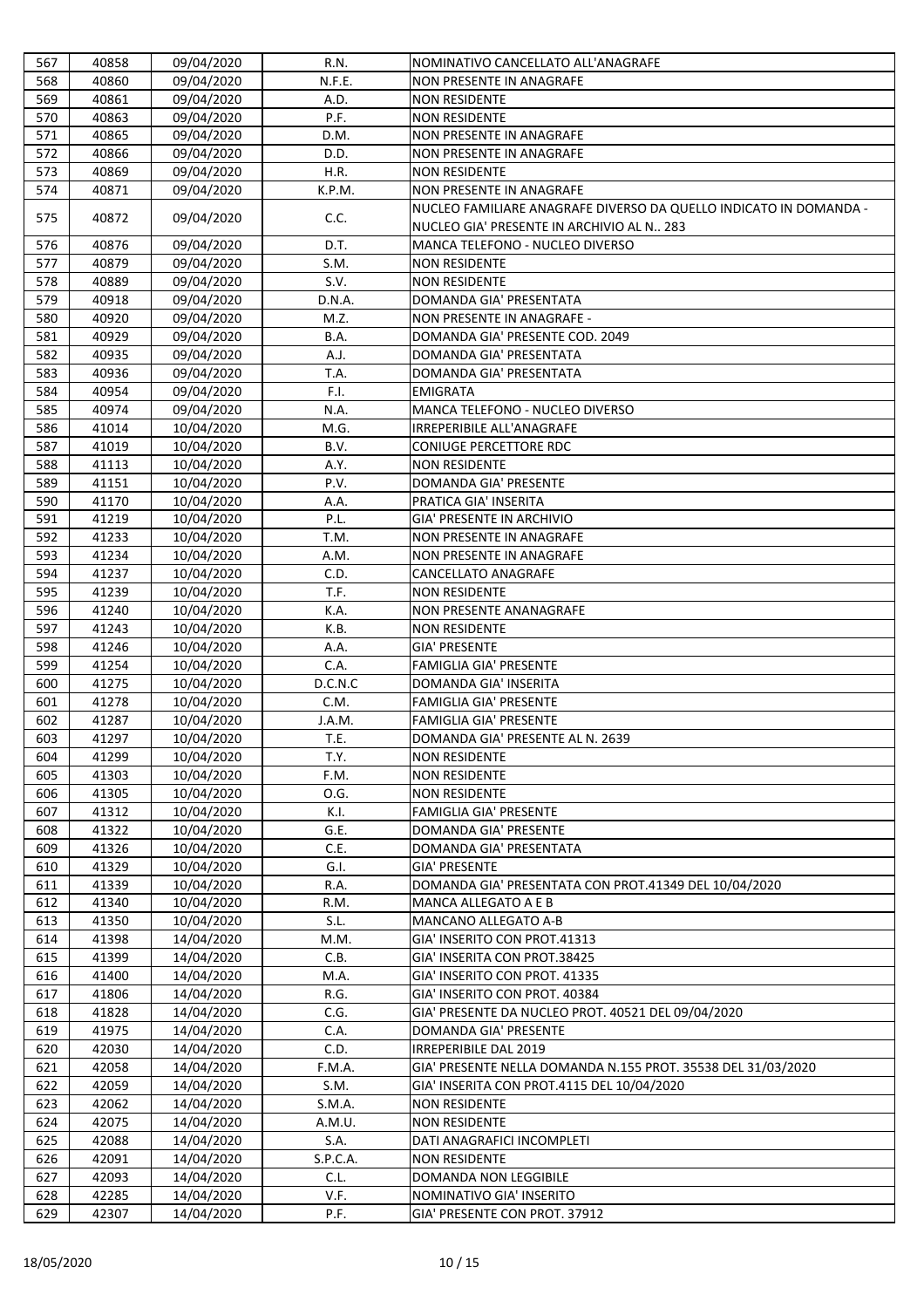| 567 | 40858 | 09/04/2020 | R.N. | NOMINATIVO CANCELLATO ALL'ANAGRAFE |
|---|---|---|---|---|
| 568 | 40860 | 09/04/2020 | N.F.E. | NON PRESENTE IN ANAGRAFE |
| 569 | 40861 | 09/04/2020 | A.D. | NON RESIDENTE |
| 570 | 40863 | 09/04/2020 | P.F. | NON RESIDENTE |
| 571 | 40865 | 09/04/2020 | D.M. | NON PRESENTE IN ANAGRAFE |
| 572 | 40866 | 09/04/2020 | D.D. | NON PRESENTE IN ANAGRAFE |
| 573 | 40869 | 09/04/2020 | H.R. | NON RESIDENTE |
| 574 | 40871 | 09/04/2020 | K.P.M. | NON PRESENTE IN ANAGRAFE |
| 575 | 40872 | 09/04/2020 | C.C. | NUCLEO FAMILIARE ANAGRAFE DIVERSO DA QUELLO INDICATO IN DOMANDA - NUCLEO GIA' PRESENTE IN ARCHIVIO AL N.. 283 |
| 576 | 40876 | 09/04/2020 | D.T. | MANCA TELEFONO - NUCLEO DIVERSO |
| 577 | 40879 | 09/04/2020 | S.M. | NON RESIDENTE |
| 578 | 40889 | 09/04/2020 | S.V. | NON RESIDENTE |
| 579 | 40918 | 09/04/2020 | D.N.A. | DOMANDA GIA' PRESENTATA |
| 580 | 40920 | 09/04/2020 | M.Z. | NON PRESENTE IN ANAGRAFE - |
| 581 | 40929 | 09/04/2020 | B.A. | DOMANDA GIA' PRESENTE COD. 2049 |
| 582 | 40935 | 09/04/2020 | A.J. | DOMANDA GIA' PRESENTATA |
| 583 | 40936 | 09/04/2020 | T.A. | DOMANDA GIA' PRESENTATA |
| 584 | 40954 | 09/04/2020 | F.I. | EMIGRATA |
| 585 | 40974 | 09/04/2020 | N.A. | MANCA TELEFONO - NUCLEO DIVERSO |
| 586 | 41014 | 10/04/2020 | M.G. | IRREPERIBILE ALL'ANAGRAFE |
| 587 | 41019 | 10/04/2020 | B.V. | CONIUGE PERCETTORE RDC |
| 588 | 41113 | 10/04/2020 | A.Y. | NON RESIDENTE |
| 589 | 41151 | 10/04/2020 | P.V. | DOMANDA GIA' PRESENTE |
| 590 | 41170 | 10/04/2020 | A.A. | PRATICA GIA' INSERITA |
| 591 | 41219 | 10/04/2020 | P.L. | GIA' PRESENTE IN ARCHIVIO |
| 592 | 41233 | 10/04/2020 | T.M. | NON PRESENTE IN ANAGRAFE |
| 593 | 41234 | 10/04/2020 | A.M. | NON PRESENTE IN ANAGRAFE |
| 594 | 41237 | 10/04/2020 | C.D. | CANCELLATO ANAGRAFE |
| 595 | 41239 | 10/04/2020 | T.F. | NON RESIDENTE |
| 596 | 41240 | 10/04/2020 | K.A. | NON PRESENTE ANANAGRAFE |
| 597 | 41243 | 10/04/2020 | K.B. | NON RESIDENTE |
| 598 | 41246 | 10/04/2020 | A.A. | GIA' PRESENTE |
| 599 | 41254 | 10/04/2020 | C.A. | FAMIGLIA GIA' PRESENTE |
| 600 | 41275 | 10/04/2020 | D.C.N.C | DOMANDA GIA' INSERITA |
| 601 | 41278 | 10/04/2020 | C.M. | FAMIGLIA GIA' PRESENTE |
| 602 | 41287 | 10/04/2020 | J.A.M. | FAMIGLIA GIA' PRESENTE |
| 603 | 41297 | 10/04/2020 | T.E. | DOMANDA GIA' PRESENTE AL N. 2639 |
| 604 | 41299 | 10/04/2020 | T.Y. | NON RESIDENTE |
| 605 | 41303 | 10/04/2020 | F.M. | NON RESIDENTE |
| 606 | 41305 | 10/04/2020 | O.G. | NON RESIDENTE |
| 607 | 41312 | 10/04/2020 | K.I. | FAMIGLIA GIA' PRESENTE |
| 608 | 41322 | 10/04/2020 | G.E. | DOMANDA GIA' PRESENTE |
| 609 | 41326 | 10/04/2020 | C.E. | DOMANDA GIA' PRESENTATA |
| 610 | 41329 | 10/04/2020 | G.I. | GIA' PRESENTE |
| 611 | 41339 | 10/04/2020 | R.A. | DOMANDA GIA' PRESENTATA CON PROT.41349 DEL 10/04/2020 |
| 612 | 41340 | 10/04/2020 | R.M. | MANCA ALLEGATO A E B |
| 613 | 41350 | 10/04/2020 | S.L. | MANCANO ALLEGATO A-B |
| 614 | 41398 | 14/04/2020 | M.M. | GIA' INSERITO CON PROT.41313 |
| 615 | 41399 | 14/04/2020 | C.B. | GIA' INSERITA CON PROT.38425 |
| 616 | 41400 | 14/04/2020 | M.A. | GIA' INSERITO CON PROT. 41335 |
| 617 | 41806 | 14/04/2020 | R.G. | GIA' INSERITO CON PROT. 40384 |
| 618 | 41828 | 14/04/2020 | C.G. | GIA' PRESENTE DA NUCLEO PROT. 40521 DEL 09/04/2020 |
| 619 | 41975 | 14/04/2020 | C.A. | DOMANDA GIA' PRESENTE |
| 620 | 42030 | 14/04/2020 | C.D. | IRREPERIBILE DAL 2019 |
| 621 | 42058 | 14/04/2020 | F.M.A. | GIA' PRESENTE NELLA DOMANDA N.155 PROT. 35538 DEL 31/03/2020 |
| 622 | 42059 | 14/04/2020 | S.M. | GIA' INSERITA CON PROT.4115 DEL 10/04/2020 |
| 623 | 42062 | 14/04/2020 | S.M.A. | NON RESIDENTE |
| 624 | 42075 | 14/04/2020 | A.M.U. | NON RESIDENTE |
| 625 | 42088 | 14/04/2020 | S.A. | DATI ANAGRAFICI INCOMPLETI |
| 626 | 42091 | 14/04/2020 | S.P.C.A. | NON RESIDENTE |
| 627 | 42093 | 14/04/2020 | C.L. | DOMANDA NON LEGGIBILE |
| 628 | 42285 | 14/04/2020 | V.F. | NOMINATIVO GIA' INSERITO |
| 629 | 42307 | 14/04/2020 | P.F. | GIA' PRESENTE CON PROT. 37912 |

18/05/2020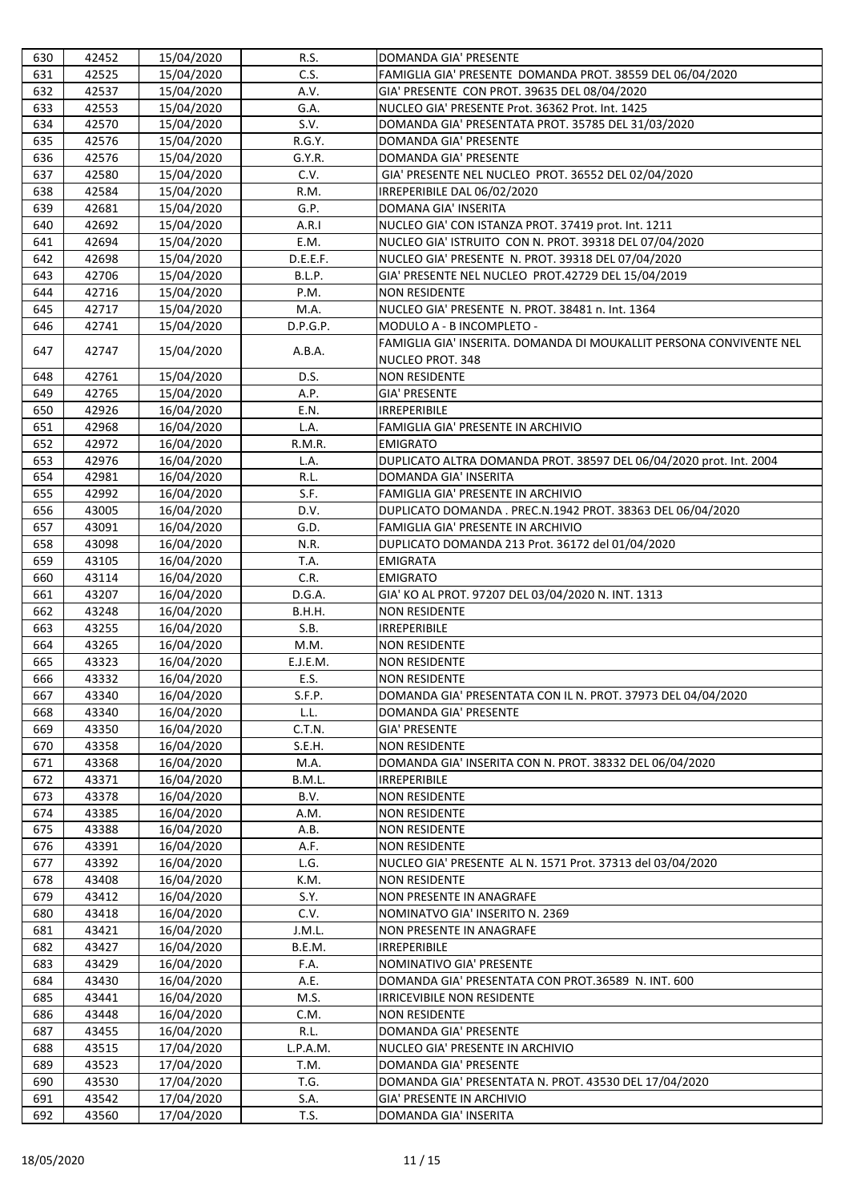| 630 | 42452 | 15/04/2020 | R.S. | DOMANDA GIA' PRESENTE |
|---|---|---|---|---|
| 631 | 42525 | 15/04/2020 | C.S. | FAMIGLIA GIA' PRESENTE DOMANDA PROT. 38559 DEL 06/04/2020 |
| 632 | 42537 | 15/04/2020 | A.V. | GIA' PRESENTE CON PROT. 39635 DEL 08/04/2020 |
| 633 | 42553 | 15/04/2020 | G.A. | NUCLEO GIA' PRESENTE Prot. 36362 Prot. Int. 1425 |
| 634 | 42570 | 15/04/2020 | S.V. | DOMANDA GIA' PRESENTATA PROT. 35785 DEL 31/03/2020 |
| 635 | 42576 | 15/04/2020 | R.G.Y. | DOMANDA GIA' PRESENTE |
| 636 | 42576 | 15/04/2020 | G.Y.R. | DOMANDA GIA' PRESENTE |
| 637 | 42580 | 15/04/2020 | C.V. | GIA' PRESENTE NEL NUCLEO PROT. 36552 DEL 02/04/2020 |
| 638 | 42584 | 15/04/2020 | R.M. | IRREPERIBILE DAL 06/02/2020 |
| 639 | 42681 | 15/04/2020 | G.P. | DOMANA GIA' INSERITA |
| 640 | 42692 | 15/04/2020 | A.R.I | NUCLEO GIA' CON ISTANZA PROT. 37419 prot. Int. 1211 |
| 641 | 42694 | 15/04/2020 | E.M. | NUCLEO GIA' ISTRUITO CON N. PROT. 39318 DEL 07/04/2020 |
| 642 | 42698 | 15/04/2020 | D.E.E.F. | NUCLEO GIA' PRESENTE N. PROT. 39318 DEL 07/04/2020 |
| 643 | 42706 | 15/04/2020 | B.L.P. | GIA' PRESENTE NEL NUCLEO PROT.42729 DEL 15/04/2019 |
| 644 | 42716 | 15/04/2020 | P.M. | NON RESIDENTE |
| 645 | 42717 | 15/04/2020 | M.A. | NUCLEO GIA' PRESENTE N. PROT. 38481 n. Int. 1364 |
| 646 | 42741 | 15/04/2020 | D.P.G.P. | MODULO A - B INCOMPLETO - |
| 647 | 42747 | 15/04/2020 | A.B.A. | FAMIGLIA GIA' INSERITA. DOMANDA DI MOUKALLIT PERSONA CONVIVENTE NEL NUCLEO PROT. 348 |
| 648 | 42761 | 15/04/2020 | D.S. | NON RESIDENTE |
| 649 | 42765 | 15/04/2020 | A.P. | GIA' PRESENTE |
| 650 | 42926 | 16/04/2020 | E.N. | IRREPERIBILE |
| 651 | 42968 | 16/04/2020 | L.A. | FAMIGLIA GIA' PRESENTE IN ARCHIVIO |
| 652 | 42972 | 16/04/2020 | R.M.R. | EMIGRATO |
| 653 | 42976 | 16/04/2020 | L.A. | DUPLICATO ALTRA DOMANDA PROT. 38597 DEL 06/04/2020 prot. Int. 2004 |
| 654 | 42981 | 16/04/2020 | R.L. | DOMANDA GIA' INSERITA |
| 655 | 42992 | 16/04/2020 | S.F. | FAMIGLIA GIA' PRESENTE IN ARCHIVIO |
| 656 | 43005 | 16/04/2020 | D.V. | DUPLICATO DOMANDA . PREC.N.1942 PROT. 38363 DEL 06/04/2020 |
| 657 | 43091 | 16/04/2020 | G.D. | FAMIGLIA GIA' PRESENTE IN ARCHIVIO |
| 658 | 43098 | 16/04/2020 | N.R. | DUPLICATO DOMANDA 213 Prot. 36172 del 01/04/2020 |
| 659 | 43105 | 16/04/2020 | T.A. | EMIGRATA |
| 660 | 43114 | 16/04/2020 | C.R. | EMIGRATO |
| 661 | 43207 | 16/04/2020 | D.G.A. | GIA' KO AL PROT. 97207 DEL 03/04/2020 N. INT. 1313 |
| 662 | 43248 | 16/04/2020 | B.H.H. | NON RESIDENTE |
| 663 | 43255 | 16/04/2020 | S.B. | IRREPERIBILE |
| 664 | 43265 | 16/04/2020 | M.M. | NON RESIDENTE |
| 665 | 43323 | 16/04/2020 | E.J.E.M. | NON RESIDENTE |
| 666 | 43332 | 16/04/2020 | E.S. | NON RESIDENTE |
| 667 | 43340 | 16/04/2020 | S.F.P. | DOMANDA GIA' PRESENTATA CON IL N. PROT. 37973 DEL 04/04/2020 |
| 668 | 43340 | 16/04/2020 | L.L. | DOMANDA GIA' PRESENTE |
| 669 | 43350 | 16/04/2020 | C.T.N. | GIA' PRESENTE |
| 670 | 43358 | 16/04/2020 | S.E.H. | NON RESIDENTE |
| 671 | 43368 | 16/04/2020 | M.A. | DOMANDA GIA' INSERITA CON N. PROT. 38332 DEL 06/04/2020 |
| 672 | 43371 | 16/04/2020 | B.M.L. | IRREPERIBILE |
| 673 | 43378 | 16/04/2020 | B.V. | NON RESIDENTE |
| 674 | 43385 | 16/04/2020 | A.M. | NON RESIDENTE |
| 675 | 43388 | 16/04/2020 | A.B. | NON RESIDENTE |
| 676 | 43391 | 16/04/2020 | A.F. | NON RESIDENTE |
| 677 | 43392 | 16/04/2020 | L.G. | NUCLEO GIA' PRESENTE AL N. 1571 Prot. 37313 del 03/04/2020 |
| 678 | 43408 | 16/04/2020 | K.M. | NON RESIDENTE |
| 679 | 43412 | 16/04/2020 | S.Y. | NON PRESENTE IN ANAGRAFE |
| 680 | 43418 | 16/04/2020 | C.V. | NOMINATVO GIA' INSERITO N. 2369 |
| 681 | 43421 | 16/04/2020 | J.M.L. | NON PRESENTE IN ANAGRAFE |
| 682 | 43427 | 16/04/2020 | B.E.M. | IRREPERIBILE |
| 683 | 43429 | 16/04/2020 | F.A. | NOMINATIVO GIA' PRESENTE |
| 684 | 43430 | 16/04/2020 | A.E. | DOMANDA GIA' PRESENTATA CON PROT.36589 N. INT. 600 |
| 685 | 43441 | 16/04/2020 | M.S. | IRRICEVIBILE NON RESIDENTE |
| 686 | 43448 | 16/04/2020 | C.M. | NON RESIDENTE |
| 687 | 43455 | 16/04/2020 | R.L. | DOMANDA GIA' PRESENTE |
| 688 | 43515 | 17/04/2020 | L.P.A.M. | NUCLEO GIA' PRESENTE IN ARCHIVIO |
| 689 | 43523 | 17/04/2020 | T.M. | DOMANDA GIA' PRESENTE |
| 690 | 43530 | 17/04/2020 | T.G. | DOMANDA GIA' PRESENTATA N. PROT. 43530 DEL 17/04/2020 |
| 691 | 43542 | 17/04/2020 | S.A. | GIA' PRESENTE IN ARCHIVIO |
| 692 | 43560 | 17/04/2020 | T.S. | DOMANDA GIA' INSERITA |

18/05/2020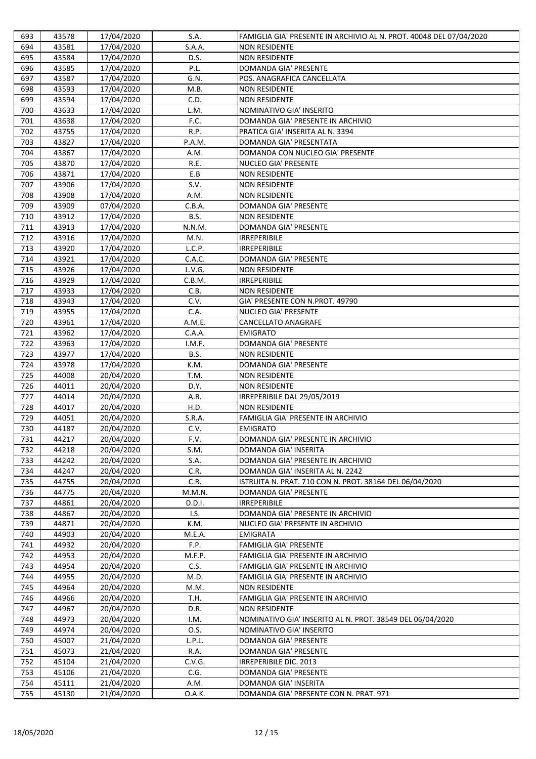| 693 | 43578 | 17/04/2020 | S.A. | FAMIGLIA GIA' PRESENTE IN ARCHIVIO AL N. PROT. 40048 DEL 07/04/2020 |
|---|---|---|---|---|
| 694 | 43581 | 17/04/2020 | S.A.A. | NON RESIDENTE |
| 695 | 43584 | 17/04/2020 | D.S. | NON RESIDENTE |
| 696 | 43585 | 17/04/2020 | P.L. | DOMANDA GIA' PRESENTE |
| 697 | 43587 | 17/04/2020 | G.N. | POS. ANAGRAFICA CANCELLATA |
| 698 | 43593 | 17/04/2020 | M.B. | NON RESIDENTE |
| 699 | 43594 | 17/04/2020 | C.D. | NON RESIDENTE |
| 700 | 43633 | 17/04/2020 | L.M. | NOMINATIVO GIA' INSERITO |
| 701 | 43638 | 17/04/2020 | F.C. | DOMANDA GIA' PRESENTE IN ARCHIVIO |
| 702 | 43755 | 17/04/2020 | R.P. | PRATICA GIA' INSERITA AL N. 3394 |
| 703 | 43827 | 17/04/2020 | P.A.M. | DOMANDA GIA' PRESENTATA |
| 704 | 43867 | 17/04/2020 | A.M. | DOMANDA CON NUCLEO GIA' PRESENTE |
| 705 | 43870 | 17/04/2020 | R.E. | NUCLEO GIA' PRESENTE |
| 706 | 43871 | 17/04/2020 | E.B | NON RESIDENTE |
| 707 | 43906 | 17/04/2020 | S.V. | NON RESIDENTE |
| 708 | 43908 | 17/04/2020 | A.M. | NON RESIDENTE |
| 709 | 43909 | 07/04/2020 | C.B.A. | DOMANDA GIA' PRESENTE |
| 710 | 43912 | 17/04/2020 | B.S. | NON RESIDENTE |
| 711 | 43913 | 17/04/2020 | N.N.M. | DOMANDA GIA' PRESENTE |
| 712 | 43916 | 17/04/2020 | M.N. | IRREPERIBILE |
| 713 | 43920 | 17/04/2020 | L.C.P. | IRREPERIBILE |
| 714 | 43921 | 17/04/2020 | C.A.C. | DOMANDA GIA' PRESENTE |
| 715 | 43926 | 17/04/2020 | L.V.G. | NON RESIDENTE |
| 716 | 43929 | 17/04/2020 | C.B.M. | IRREPERIBILE |
| 717 | 43933 | 17/04/2020 | C.B. | NON RESIDENTE |
| 718 | 43943 | 17/04/2020 | C.V. | GIA' PRESENTE CON N.PROT. 49790 |
| 719 | 43955 | 17/04/2020 | C.A. | NUCLEO GIA' PRESENTE |
| 720 | 43961 | 17/04/2020 | A.M.E. | CANCELLATO ANAGRAFE |
| 721 | 43962 | 17/04/2020 | C.A.A. | EMIGRATO |
| 722 | 43963 | 17/04/2020 | I.M.F. | DOMANDA GIA' PRESENTE |
| 723 | 43977 | 17/04/2020 | B.S. | NON RESIDENTE |
| 724 | 43978 | 17/04/2020 | K.M. | DOMANDA GIA' PRESENTE |
| 725 | 44008 | 20/04/2020 | T.M. | NON RESIDENTE |
| 726 | 44011 | 20/04/2020 | D.Y. | NON RESIDENTE |
| 727 | 44014 | 20/04/2020 | A.R. | IRREPERIBILE DAL 29/05/2019 |
| 728 | 44017 | 20/04/2020 | H.D. | NON RESIDENTE |
| 729 | 44051 | 20/04/2020 | S.R.A. | FAMIGLIA GIA' PRESENTE IN ARCHIVIO |
| 730 | 44187 | 20/04/2020 | C.V. | EMIGRATO |
| 731 | 44217 | 20/04/2020 | F.V. | DOMANDA GIA' PRESENTE IN ARCHIVIO |
| 732 | 44218 | 20/04/2020 | S.M. | DOMANDA GIA' INSERITA |
| 733 | 44242 | 20/04/2020 | S.A. | DOMANDA GIA' PRESENTE IN ARCHIVIO |
| 734 | 44247 | 20/04/2020 | C.R. | DOMANDA GIA' INSERITA AL N. 2242 |
| 735 | 44755 | 20/04/2020 | C.R. | ISTRUITA N. PRAT. 710 CON N. PROT. 38164 DEL 06/04/2020 |
| 736 | 44775 | 20/04/2020 | M.M.N. | DOMANDA GIA' PRESENTE |
| 737 | 44861 | 20/04/2020 | D.D.I. | IRREPERIBILE |
| 738 | 44867 | 20/04/2020 | I.S. | DOMANDA GIA' PRESENTE IN ARCHIVIO |
| 739 | 44871 | 20/04/2020 | K.M. | NUCLEO GIA' PRESENTE IN ARCHIVIO |
| 740 | 44903 | 20/04/2020 | M.E.A. | EMIGRATA |
| 741 | 44932 | 20/04/2020 | F.P. | FAMIGLIA GIA' PRESENTE |
| 742 | 44953 | 20/04/2020 | M.F.P. | FAMIGLIA GIA' PRESENTE IN ARCHIVIO |
| 743 | 44954 | 20/04/2020 | C.S. | FAMIGLIA GIA' PRESENTE IN ARCHIVIO |
| 744 | 44955 | 20/04/2020 | M.D. | FAMIGLIA GIA' PRESENTE IN ARCHIVIO |
| 745 | 44964 | 20/04/2020 | M.M. | NON RESIDENTE |
| 746 | 44966 | 20/04/2020 | T.H. | FAMIGLIA GIA' PRESENTE IN ARCHIVIO |
| 747 | 44967 | 20/04/2020 | D.R. | NON RESIDENTE |
| 748 | 44973 | 20/04/2020 | I.M. | NOMINATIVO GIA' INSERITO AL N. PROT. 38549 DEL 06/04/2020 |
| 749 | 44974 | 20/04/2020 | O.S. | NOMINATIVO GIA' INSERITO |
| 750 | 45007 | 21/04/2020 | L.P.L. | DOMANDA GIA' PRESENTE |
| 751 | 45073 | 21/04/2020 | R.A. | DOMANDA GIA' PRESENTE |
| 752 | 45104 | 21/04/2020 | C.V.G. | IRREPERIBILE DIC. 2013 |
| 753 | 45106 | 21/04/2020 | C.G. | DOMANDA GIA' PRESENTE |
| 754 | 45111 | 21/04/2020 | A.M. | DOMANDA GIA' INSERITA |
| 755 | 45130 | 21/04/2020 | O.A.K. | DOMANDA GIA' PRESENTE CON N. PRAT. 971 |

18/05/2020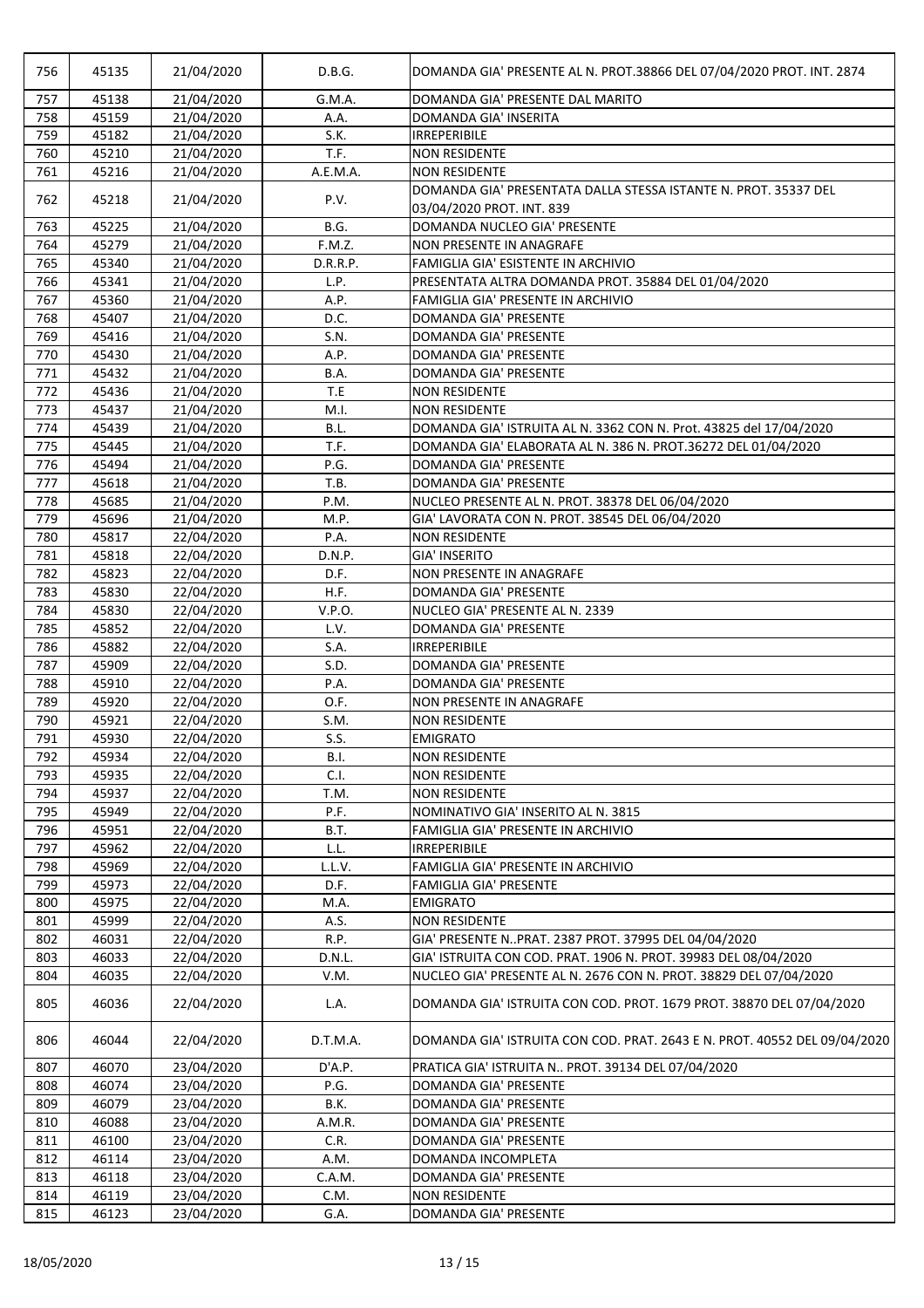| | | | | |
|---|---|---|---|---|
| 756 | 45135 | 21/04/2020 | D.B.G. | DOMANDA GIA' PRESENTE AL N. PROT.38866 DEL 07/04/2020 PROT. INT. 2874 |
| 757 | 45138 | 21/04/2020 | G.M.A. | DOMANDA GIA' PRESENTE DAL MARITO |
| 758 | 45159 | 21/04/2020 | A.A. | DOMANDA GIA' INSERITA |
| 759 | 45182 | 21/04/2020 | S.K. | IRREPERIBILE |
| 760 | 45210 | 21/04/2020 | T.F. | NON RESIDENTE |
| 761 | 45216 | 21/04/2020 | A.E.M.A. | NON RESIDENTE |
| 762 | 45218 | 21/04/2020 | P.V. | DOMANDA GIA' PRESENTATA DALLA STESSA ISTANTE N. PROT. 35337 DEL 03/04/2020 PROT. INT. 839 |
| 763 | 45225 | 21/04/2020 | B.G. | DOMANDA NUCLEO GIA' PRESENTE |
| 764 | 45279 | 21/04/2020 | F.M.Z. | NON PRESENTE IN ANAGRAFE |
| 765 | 45340 | 21/04/2020 | D.R.R.P. | FAMIGLIA GIA' ESISTENTE IN ARCHIVIO |
| 766 | 45341 | 21/04/2020 | L.P. | PRESENTATA ALTRA DOMANDA PROT. 35884 DEL 01/04/2020 |
| 767 | 45360 | 21/04/2020 | A.P. | FAMIGLIA GIA' PRESENTE IN ARCHIVIO |
| 768 | 45407 | 21/04/2020 | D.C. | DOMANDA GIA' PRESENTE |
| 769 | 45416 | 21/04/2020 | S.N. | DOMANDA GIA' PRESENTE |
| 770 | 45430 | 21/04/2020 | A.P. | DOMANDA GIA' PRESENTE |
| 771 | 45432 | 21/04/2020 | B.A. | DOMANDA GIA' PRESENTE |
| 772 | 45436 | 21/04/2020 | T.E | NON RESIDENTE |
| 773 | 45437 | 21/04/2020 | M.I. | NON RESIDENTE |
| 774 | 45439 | 21/04/2020 | B.L. | DOMANDA GIA' ISTRUITA AL N. 3362 CON N. Prot. 43825 del 17/04/2020 |
| 775 | 45445 | 21/04/2020 | T.F. | DOMANDA GIA' ELABORATA AL N. 386 N. PROT.36272 DEL 01/04/2020 |
| 776 | 45494 | 21/04/2020 | P.G. | DOMANDA GIA' PRESENTE |
| 777 | 45618 | 21/04/2020 | T.B. | DOMANDA GIA' PRESENTE |
| 778 | 45685 | 21/04/2020 | P.M. | NUCLEO PRESENTE AL N. PROT. 38378 DEL 06/04/2020 |
| 779 | 45696 | 21/04/2020 | M.P. | GIA' LAVORATA CON N. PROT. 38545 DEL 06/04/2020 |
| 780 | 45817 | 22/04/2020 | P.A. | NON RESIDENTE |
| 781 | 45818 | 22/04/2020 | D.N.P. | GIA' INSERITO |
| 782 | 45823 | 22/04/2020 | D.F. | NON PRESENTE IN ANAGRAFE |
| 783 | 45830 | 22/04/2020 | H.F. | DOMANDA GIA' PRESENTE |
| 784 | 45830 | 22/04/2020 | V.P.O. | NUCLEO GIA' PRESENTE AL N. 2339 |
| 785 | 45852 | 22/04/2020 | L.V. | DOMANDA GIA' PRESENTE |
| 786 | 45882 | 22/04/2020 | S.A. | IRREPERIBILE |
| 787 | 45909 | 22/04/2020 | S.D. | DOMANDA GIA' PRESENTE |
| 788 | 45910 | 22/04/2020 | P.A. | DOMANDA GIA' PRESENTE |
| 789 | 45920 | 22/04/2020 | O.F. | NON PRESENTE IN ANAGRAFE |
| 790 | 45921 | 22/04/2020 | S.M. | NON RESIDENTE |
| 791 | 45930 | 22/04/2020 | S.S. | EMIGRATO |
| 792 | 45934 | 22/04/2020 | B.I. | NON RESIDENTE |
| 793 | 45935 | 22/04/2020 | C.I. | NON RESIDENTE |
| 794 | 45937 | 22/04/2020 | T.M. | NON RESIDENTE |
| 795 | 45949 | 22/04/2020 | P.F. | NOMINATIVO GIA' INSERITO AL N. 3815 |
| 796 | 45951 | 22/04/2020 | B.T. | FAMIGLIA GIA' PRESENTE IN ARCHIVIO |
| 797 | 45962 | 22/04/2020 | L.L. | IRREPERIBILE |
| 798 | 45969 | 22/04/2020 | L.L.V. | FAMIGLIA GIA' PRESENTE IN ARCHIVIO |
| 799 | 45973 | 22/04/2020 | D.F. | FAMIGLIA GIA' PRESENTE |
| 800 | 45975 | 22/04/2020 | M.A. | EMIGRATO |
| 801 | 45999 | 22/04/2020 | A.S. | NON RESIDENTE |
| 802 | 46031 | 22/04/2020 | R.P. | GIA' PRESENTE N..PRAT. 2387 PROT. 37995 DEL 04/04/2020 |
| 803 | 46033 | 22/04/2020 | D.N.L. | GIA' ISTRUITA CON COD. PRAT. 1906 N. PROT. 39983 DEL 08/04/2020 |
| 804 | 46035 | 22/04/2020 | V.M. | NUCLEO GIA' PRESENTE AL N. 2676 CON N. PROT. 38829 DEL 07/04/2020 |
| 805 | 46036 | 22/04/2020 | L.A. | DOMANDA GIA' ISTRUITA CON COD. PROT. 1679 PROT. 38870 DEL 07/04/2020 |
| 806 | 46044 | 22/04/2020 | D.T.M.A. | DOMANDA GIA' ISTRUITA CON COD. PRAT. 2643 E N. PROT. 40552 DEL 09/04/2020 |
| 807 | 46070 | 23/04/2020 | D'A.P. | PRATICA GIA' ISTRUITA N.. PROT. 39134 DEL 07/04/2020 |
| 808 | 46074 | 23/04/2020 | P.G. | DOMANDA GIA' PRESENTE |
| 809 | 46079 | 23/04/2020 | B.K. | DOMANDA GIA' PRESENTE |
| 810 | 46088 | 23/04/2020 | A.M.R. | DOMANDA GIA' PRESENTE |
| 811 | 46100 | 23/04/2020 | C.R. | DOMANDA GIA' PRESENTE |
| 812 | 46114 | 23/04/2020 | A.M. | DOMANDA INCOMPLETA |
| 813 | 46118 | 23/04/2020 | C.A.M. | DOMANDA GIA' PRESENTE |
| 814 | 46119 | 23/04/2020 | C.M. | NON RESIDENTE |
| 815 | 46123 | 23/04/2020 | G.A. | DOMANDA GIA' PRESENTE |

18/05/2020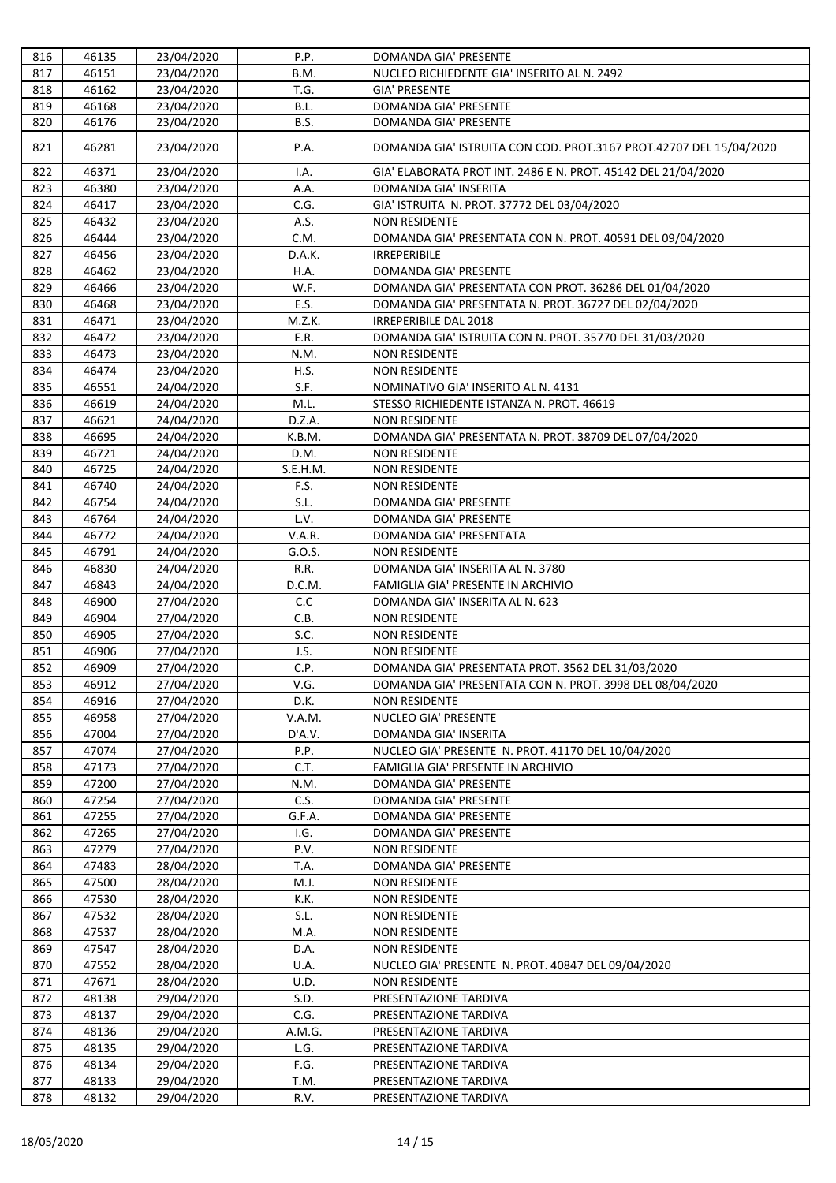| 816 | 46135 | 23/04/2020 | P.P. | DOMANDA GIA' PRESENTE |
|---|---|---|---|---|
| 817 | 46151 | 23/04/2020 | B.M. | NUCLEO RICHIEDENTE GIA' INSERITO AL N. 2492 |
| 818 | 46162 | 23/04/2020 | T.G. | GIA' PRESENTE |
| 819 | 46168 | 23/04/2020 | B.L. | DOMANDA GIA' PRESENTE |
| 820 | 46176 | 23/04/2020 | B.S. | DOMANDA GIA' PRESENTE |
| 821 | 46281 | 23/04/2020 | P.A. | DOMANDA GIA' ISTRUITA CON COD. PROT.3167 PROT.42707 DEL 15/04/2020 |
| 822 | 46371 | 23/04/2020 | I.A. | GIA' ELABORATA PROT INT. 2486 E N. PROT. 45142 DEL 21/04/2020 |
| 823 | 46380 | 23/04/2020 | A.A. | DOMANDA GIA' INSERITA |
| 824 | 46417 | 23/04/2020 | C.G. | GIA' ISTRUITA N. PROT. 37772 DEL 03/04/2020 |
| 825 | 46432 | 23/04/2020 | A.S. | NON RESIDENTE |
| 826 | 46444 | 23/04/2020 | C.M. | DOMANDA GIA' PRESENTATA CON N. PROT. 40591 DEL 09/04/2020 |
| 827 | 46456 | 23/04/2020 | D.A.K. | IRREPERIBILE |
| 828 | 46462 | 23/04/2020 | H.A. | DOMANDA GIA' PRESENTE |
| 829 | 46466 | 23/04/2020 | W.F. | DOMANDA GIA' PRESENTATA CON PROT. 36286 DEL 01/04/2020 |
| 830 | 46468 | 23/04/2020 | E.S. | DOMANDA GIA' PRESENTATA N. PROT. 36727 DEL 02/04/2020 |
| 831 | 46471 | 23/04/2020 | M.Z.K. | IRREPERIBILE DAL 2018 |
| 832 | 46472 | 23/04/2020 | E.R. | DOMANDA GIA' ISTRUITA CON N. PROT. 35770 DEL 31/03/2020 |
| 833 | 46473 | 23/04/2020 | N.M. | NON RESIDENTE |
| 834 | 46474 | 23/04/2020 | H.S. | NON RESIDENTE |
| 835 | 46551 | 24/04/2020 | S.F. | NOMINATIVO GIA' INSERITO AL N. 4131 |
| 836 | 46619 | 24/04/2020 | M.L. | STESSO RICHIEDENTE ISTANZA N. PROT. 46619 |
| 837 | 46621 | 24/04/2020 | D.Z.A. | NON RESIDENTE |
| 838 | 46695 | 24/04/2020 | K.B.M. | DOMANDA GIA' PRESENTATA N. PROT. 38709 DEL 07/04/2020 |
| 839 | 46721 | 24/04/2020 | D.M. | NON RESIDENTE |
| 840 | 46725 | 24/04/2020 | S.E.H.M. | NON RESIDENTE |
| 841 | 46740 | 24/04/2020 | F.S. | NON RESIDENTE |
| 842 | 46754 | 24/04/2020 | S.L. | DOMANDA GIA' PRESENTE |
| 843 | 46764 | 24/04/2020 | L.V. | DOMANDA GIA' PRESENTE |
| 844 | 46772 | 24/04/2020 | V.A.R. | DOMANDA GIA' PRESENTATA |
| 845 | 46791 | 24/04/2020 | G.O.S. | NON RESIDENTE |
| 846 | 46830 | 24/04/2020 | R.R. | DOMANDA GIA' INSERITA AL N. 3780 |
| 847 | 46843 | 24/04/2020 | D.C.M. | FAMIGLIA GIA' PRESENTE IN ARCHIVIO |
| 848 | 46900 | 27/04/2020 | C.C | DOMANDA GIA' INSERITA AL N. 623 |
| 849 | 46904 | 27/04/2020 | C.B. | NON RESIDENTE |
| 850 | 46905 | 27/04/2020 | S.C. | NON RESIDENTE |
| 851 | 46906 | 27/04/2020 | J.S. | NON RESIDENTE |
| 852 | 46909 | 27/04/2020 | C.P. | DOMANDA GIA' PRESENTATA PROT. 3562 DEL 31/03/2020 |
| 853 | 46912 | 27/04/2020 | V.G. | DOMANDA GIA' PRESENTATA CON N. PROT. 3998 DEL 08/04/2020 |
| 854 | 46916 | 27/04/2020 | D.K. | NON RESIDENTE |
| 855 | 46958 | 27/04/2020 | V.A.M. | NUCLEO GIA' PRESENTE |
| 856 | 47004 | 27/04/2020 | D'A.V. | DOMANDA GIA' INSERITA |
| 857 | 47074 | 27/04/2020 | P.P. | NUCLEO GIA' PRESENTE N. PROT. 41170 DEL 10/04/2020 |
| 858 | 47173 | 27/04/2020 | C.T. | FAMIGLIA GIA' PRESENTE IN ARCHIVIO |
| 859 | 47200 | 27/04/2020 | N.M. | DOMANDA GIA' PRESENTE |
| 860 | 47254 | 27/04/2020 | C.S. | DOMANDA GIA' PRESENTE |
| 861 | 47255 | 27/04/2020 | G.F.A. | DOMANDA GIA' PRESENTE |
| 862 | 47265 | 27/04/2020 | I.G. | DOMANDA GIA' PRESENTE |
| 863 | 47279 | 27/04/2020 | P.V. | NON RESIDENTE |
| 864 | 47483 | 28/04/2020 | T.A. | DOMANDA GIA' PRESENTE |
| 865 | 47500 | 28/04/2020 | M.J. | NON RESIDENTE |
| 866 | 47530 | 28/04/2020 | K.K. | NON RESIDENTE |
| 867 | 47532 | 28/04/2020 | S.L. | NON RESIDENTE |
| 868 | 47537 | 28/04/2020 | M.A. | NON RESIDENTE |
| 869 | 47547 | 28/04/2020 | D.A. | NON RESIDENTE |
| 870 | 47552 | 28/04/2020 | U.A. | NUCLEO GIA' PRESENTE N. PROT. 40847 DEL 09/04/2020 |
| 871 | 47671 | 28/04/2020 | U.D. | NON RESIDENTE |
| 872 | 48138 | 29/04/2020 | S.D. | PRESENTAZIONE TARDIVA |
| 873 | 48137 | 29/04/2020 | C.G. | PRESENTAZIONE TARDIVA |
| 874 | 48136 | 29/04/2020 | A.M.G. | PRESENTAZIONE TARDIVA |
| 875 | 48135 | 29/04/2020 | L.G. | PRESENTAZIONE TARDIVA |
| 876 | 48134 | 29/04/2020 | F.G. | PRESENTAZIONE TARDIVA |
| 877 | 48133 | 29/04/2020 | T.M. | PRESENTAZIONE TARDIVA |
| 878 | 48132 | 29/04/2020 | R.V. | PRESENTAZIONE TARDIVA |

18/05/2020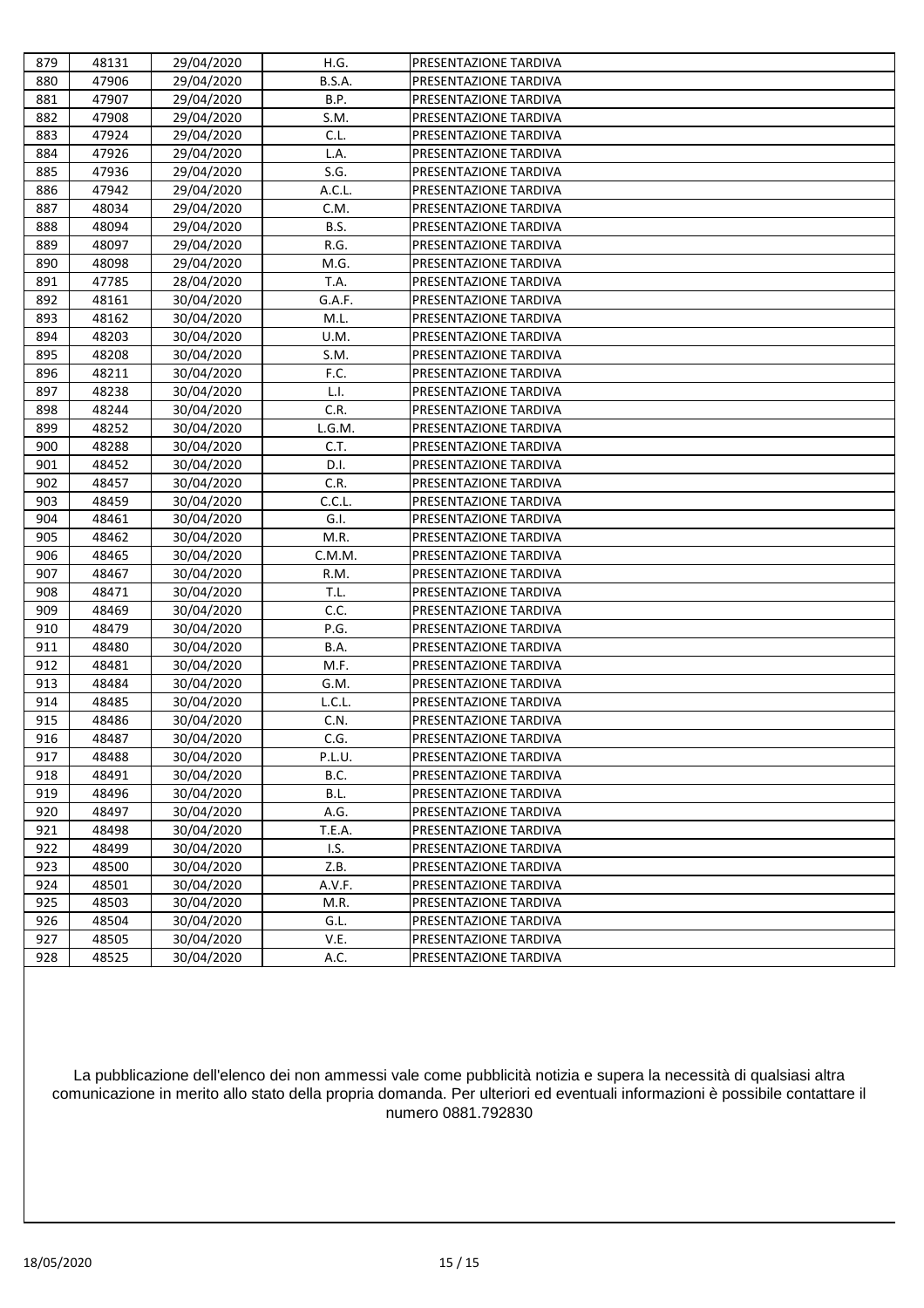| | | | | |
|---|---|---|---|---|
| 879 | 48131 | 29/04/2020 | H.G. | PRESENTAZIONE TARDIVA |
| 880 | 47906 | 29/04/2020 | B.S.A. | PRESENTAZIONE TARDIVA |
| 881 | 47907 | 29/04/2020 | B.P. | PRESENTAZIONE TARDIVA |
| 882 | 47908 | 29/04/2020 | S.M. | PRESENTAZIONE TARDIVA |
| 883 | 47924 | 29/04/2020 | C.L. | PRESENTAZIONE TARDIVA |
| 884 | 47926 | 29/04/2020 | L.A. | PRESENTAZIONE TARDIVA |
| 885 | 47936 | 29/04/2020 | S.G. | PRESENTAZIONE TARDIVA |
| 886 | 47942 | 29/04/2020 | A.C.L. | PRESENTAZIONE TARDIVA |
| 887 | 48034 | 29/04/2020 | C.M. | PRESENTAZIONE TARDIVA |
| 888 | 48094 | 29/04/2020 | B.S. | PRESENTAZIONE TARDIVA |
| 889 | 48097 | 29/04/2020 | R.G. | PRESENTAZIONE TARDIVA |
| 890 | 48098 | 29/04/2020 | M.G. | PRESENTAZIONE TARDIVA |
| 891 | 47785 | 28/04/2020 | T.A. | PRESENTAZIONE TARDIVA |
| 892 | 48161 | 30/04/2020 | G.A.F. | PRESENTAZIONE TARDIVA |
| 893 | 48162 | 30/04/2020 | M.L. | PRESENTAZIONE TARDIVA |
| 894 | 48203 | 30/04/2020 | U.M. | PRESENTAZIONE TARDIVA |
| 895 | 48208 | 30/04/2020 | S.M. | PRESENTAZIONE TARDIVA |
| 896 | 48211 | 30/04/2020 | F.C. | PRESENTAZIONE TARDIVA |
| 897 | 48238 | 30/04/2020 | L.I. | PRESENTAZIONE TARDIVA |
| 898 | 48244 | 30/04/2020 | C.R. | PRESENTAZIONE TARDIVA |
| 899 | 48252 | 30/04/2020 | L.G.M. | PRESENTAZIONE TARDIVA |
| 900 | 48288 | 30/04/2020 | C.T. | PRESENTAZIONE TARDIVA |
| 901 | 48452 | 30/04/2020 | D.I. | PRESENTAZIONE TARDIVA |
| 902 | 48457 | 30/04/2020 | C.R. | PRESENTAZIONE TARDIVA |
| 903 | 48459 | 30/04/2020 | C.C.L. | PRESENTAZIONE TARDIVA |
| 904 | 48461 | 30/04/2020 | G.I. | PRESENTAZIONE TARDIVA |
| 905 | 48462 | 30/04/2020 | M.R. | PRESENTAZIONE TARDIVA |
| 906 | 48465 | 30/04/2020 | C.M.M. | PRESENTAZIONE TARDIVA |
| 907 | 48467 | 30/04/2020 | R.M. | PRESENTAZIONE TARDIVA |
| 908 | 48471 | 30/04/2020 | T.L. | PRESENTAZIONE TARDIVA |
| 909 | 48469 | 30/04/2020 | C.C. | PRESENTAZIONE TARDIVA |
| 910 | 48479 | 30/04/2020 | P.G. | PRESENTAZIONE TARDIVA |
| 911 | 48480 | 30/04/2020 | B.A. | PRESENTAZIONE TARDIVA |
| 912 | 48481 | 30/04/2020 | M.F. | PRESENTAZIONE TARDIVA |
| 913 | 48484 | 30/04/2020 | G.M. | PRESENTAZIONE TARDIVA |
| 914 | 48485 | 30/04/2020 | L.C.L. | PRESENTAZIONE TARDIVA |
| 915 | 48486 | 30/04/2020 | C.N. | PRESENTAZIONE TARDIVA |
| 916 | 48487 | 30/04/2020 | C.G. | PRESENTAZIONE TARDIVA |
| 917 | 48488 | 30/04/2020 | P.L.U. | PRESENTAZIONE TARDIVA |
| 918 | 48491 | 30/04/2020 | B.C. | PRESENTAZIONE TARDIVA |
| 919 | 48496 | 30/04/2020 | B.L. | PRESENTAZIONE TARDIVA |
| 920 | 48497 | 30/04/2020 | A.G. | PRESENTAZIONE TARDIVA |
| 921 | 48498 | 30/04/2020 | T.E.A. | PRESENTAZIONE TARDIVA |
| 922 | 48499 | 30/04/2020 | I.S. | PRESENTAZIONE TARDIVA |
| 923 | 48500 | 30/04/2020 | Z.B. | PRESENTAZIONE TARDIVA |
| 924 | 48501 | 30/04/2020 | A.V.F. | PRESENTAZIONE TARDIVA |
| 925 | 48503 | 30/04/2020 | M.R. | PRESENTAZIONE TARDIVA |
| 926 | 48504 | 30/04/2020 | G.L. | PRESENTAZIONE TARDIVA |
| 927 | 48505 | 30/04/2020 | V.E. | PRESENTAZIONE TARDIVA |
| 928 | 48525 | 30/04/2020 | A.C. | PRESENTAZIONE TARDIVA |

La pubblicazione dell'elenco dei non ammessi vale come pubblicità notizia e supera la necessità di qualsiasi altra comunicazione in merito allo stato della propria domanda. Per ulteriori ed eventuali informazioni è possibile contattare il numero 0881.792830

18/05/2020